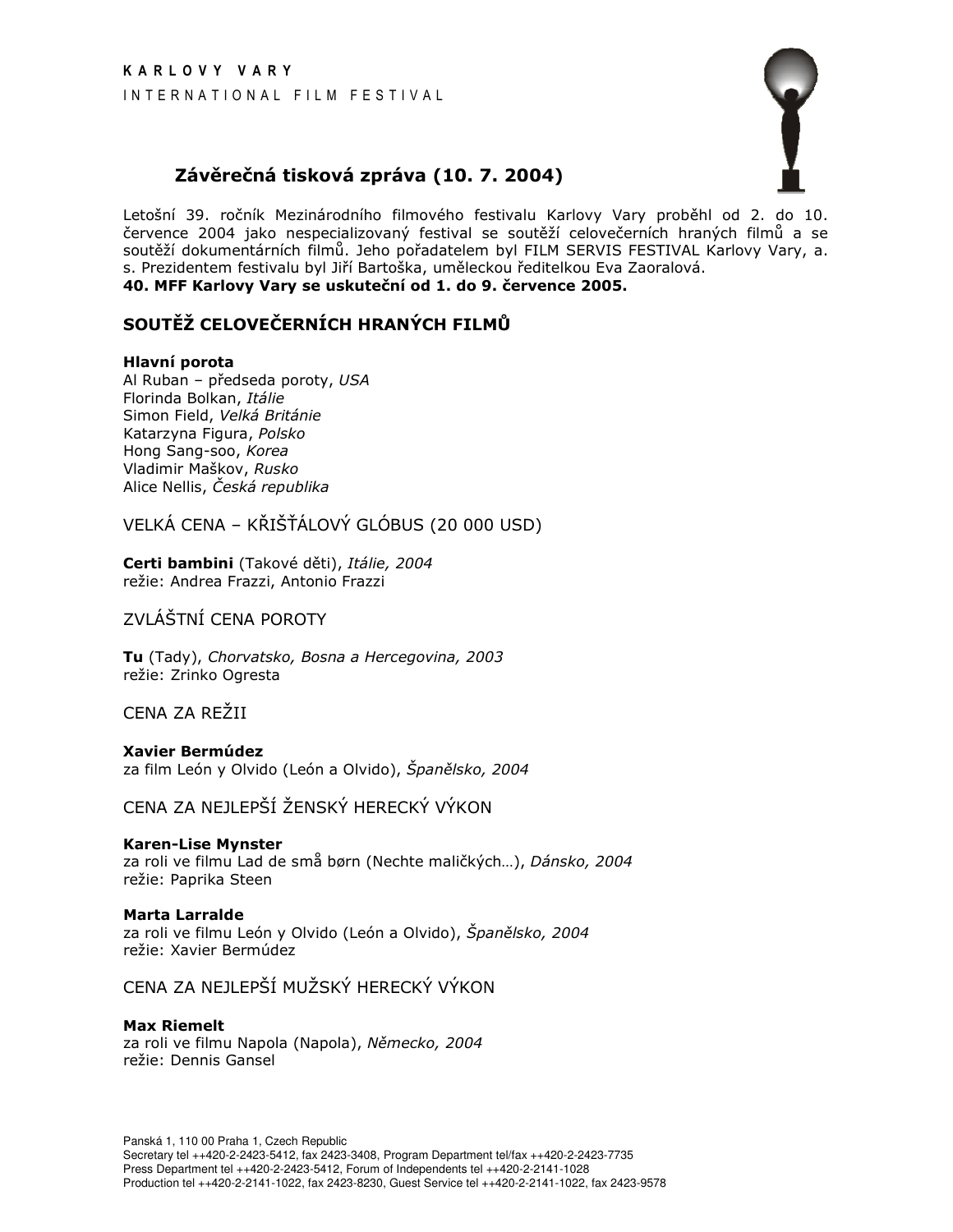K A R L O V Y   V A R Y

I N T E R N A T I O N A L   F I L M   F E S T I V A L

# Závěrečná tisková zpráva (10. 7. 2004)

Letošní 39. ročník Mezinárodního filmového festivalu Karlovy Vary proběhl od 2. do 10. července 2004 jako nespecializovaný festival se soutěží celovečerních hraných filmů a se soutěží dokumentárních filmů. Jeho pořadatelem byl FILM SERVIS FESTIVAL Karlovy Vary, a. s. Prezidentem festivalu byl Jiří Bartoška, uměleckou ředitelkou Eva Zaoralová.
**40. MFF Karlovy Vary se uskuteční od 1. do 9. července 2005.**

## SOUTĚŽ CELOVEČERNÍCH HRANÝCH FILMŮ

**Hlavní porota**
Al Ruban – předseda poroty, *USA*
Florinda Bolkan, *Itálie*
Simon Field, *Velká Británie*
Katarzyna Figura, *Polsko*
Hong Sang-soo, *Korea*
Vladimir Maškov, *Rusko*
Alice Nellis, *Česká republika*

### VELKÁ CENA – KŘIŠŤÁLOVÝ GLÓBUS (20 000 USD)

**Certi bambini** (Takové děti), *Itálie, 2004*
režie: Andrea Frazzi, Antonio Frazzi

### ZVLÁŠTNÍ CENA POROTY

**Tu** (Tady), *Chorvatsko, Bosna a Hercegovina, 2003*
režie: Zrinko Ogresta

### CENA ZA REŽII

**Xavier Bermúdez**
za film León y Olvido (León a Olvido), *Španělsko, 2004*

### CENA ZA NEJLEPŠÍ ŽENSKÝ HERECKÝ VÝKON

**Karen-Lise Mynster**
za roli ve filmu Lad de små børn (Nechte maličkých…), *Dánsko, 2004*
režie: Paprika Steen

**Marta Larralde**
za roli ve filmu León y Olvido (León a Olvido), *Španělsko, 2004*
režie: Xavier Bermúdez

### CENA ZA NEJLEPŠÍ MUŽSKÝ HERECKÝ VÝKON

**Max Riemelt**
za roli ve filmu Napola (Napola), *Německo, 2004*
režie: Dennis Gansel

Panská 1, 110 00 Praha 1, Czech Republic
Secretary tel ++420-2-2423-5412, fax 2423-3408, Program Department tel/fax ++420-2-2423-7735
Press Department tel ++420-2-2423-5412, Forum of Independents tel ++420-2-2141-1028
Production tel ++420-2-2141-1022, fax 2423-8230, Guest Service tel ++420-2-2141-1022, fax 2423-9578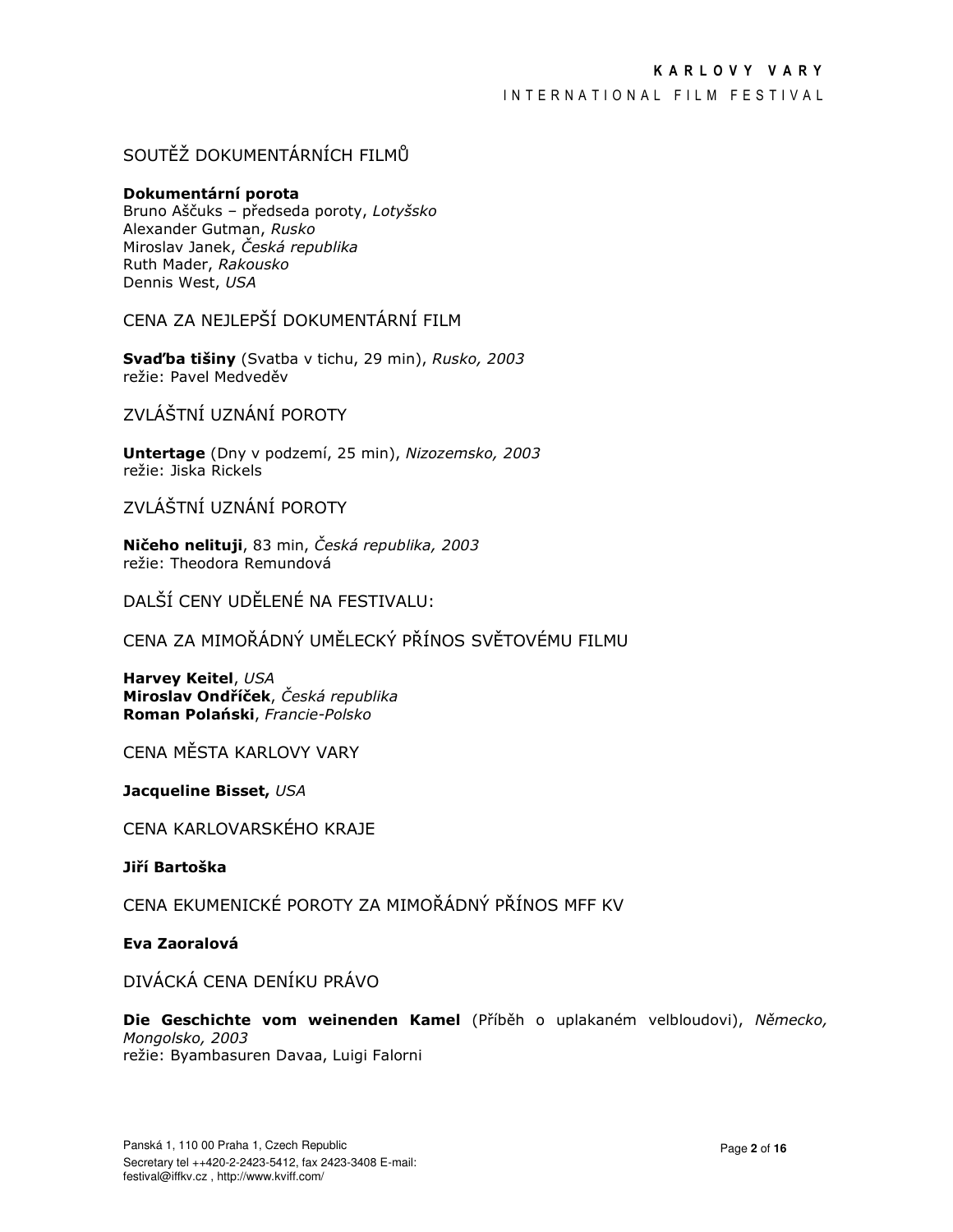## SOUTĚŽ DOKUMENTÁRNÍCH FILMŮ

**Dokumentární porota**
Bruno Aščuks – předseda poroty, *Lotyšsko*
Alexander Gutman, *Rusko*
Miroslav Janek, *Česká republika*
Ruth Mader, *Rakousko*
Dennis West, *USA*

## CENA ZA NEJLEPŠÍ DOKUMENTÁRNÍ FILM

**Svaďba tišiny** (Svatba v tichu, 29 min), *Rusko, 2003*
režie: Pavel Medveděv

## ZVLÁŠTNÍ UZNÁNÍ POROTY

**Untertage** (Dny v podzemí, 25 min), *Nizozemsko, 2003*
režie: Jiska Rickels

## ZVLÁŠTNÍ UZNÁNÍ POROTY

**Ničeho nelituji**, 83 min, *Česká republika, 2003*
režie: Theodora Remundová

## DALŠÍ CENY UDĚLENÉ NA FESTIVALU:

## CENA ZA MIMOŘÁDNÝ UMĚLECKÝ PŘÍNOS SVĚTOVÉMU FILMU

**Harvey Keitel**, *USA*
**Miroslav Ondříček**, *Česká republika*
**Roman Polański**, *Francie-Polsko*

## CENA MĚSTA KARLOVY VARY

**Jacqueline Bisset,** *USA*

## CENA KARLOVARSKÉHO KRAJE

**Jiří Bartoška**

## CENA EKUMENICKÉ POROTY ZA MIMOŘÁDNÝ PŘÍNOS MFF KV

**Eva Zaoralová**

## DIVÁCKÁ CENA DENÍKU PRÁVO

**Die Geschichte vom weinenden Kamel** (Příběh o uplakaném velbloudovi), *Německo, Mongolsko, 2003*
režie: Byambasuren Davaa, Luigi Falorni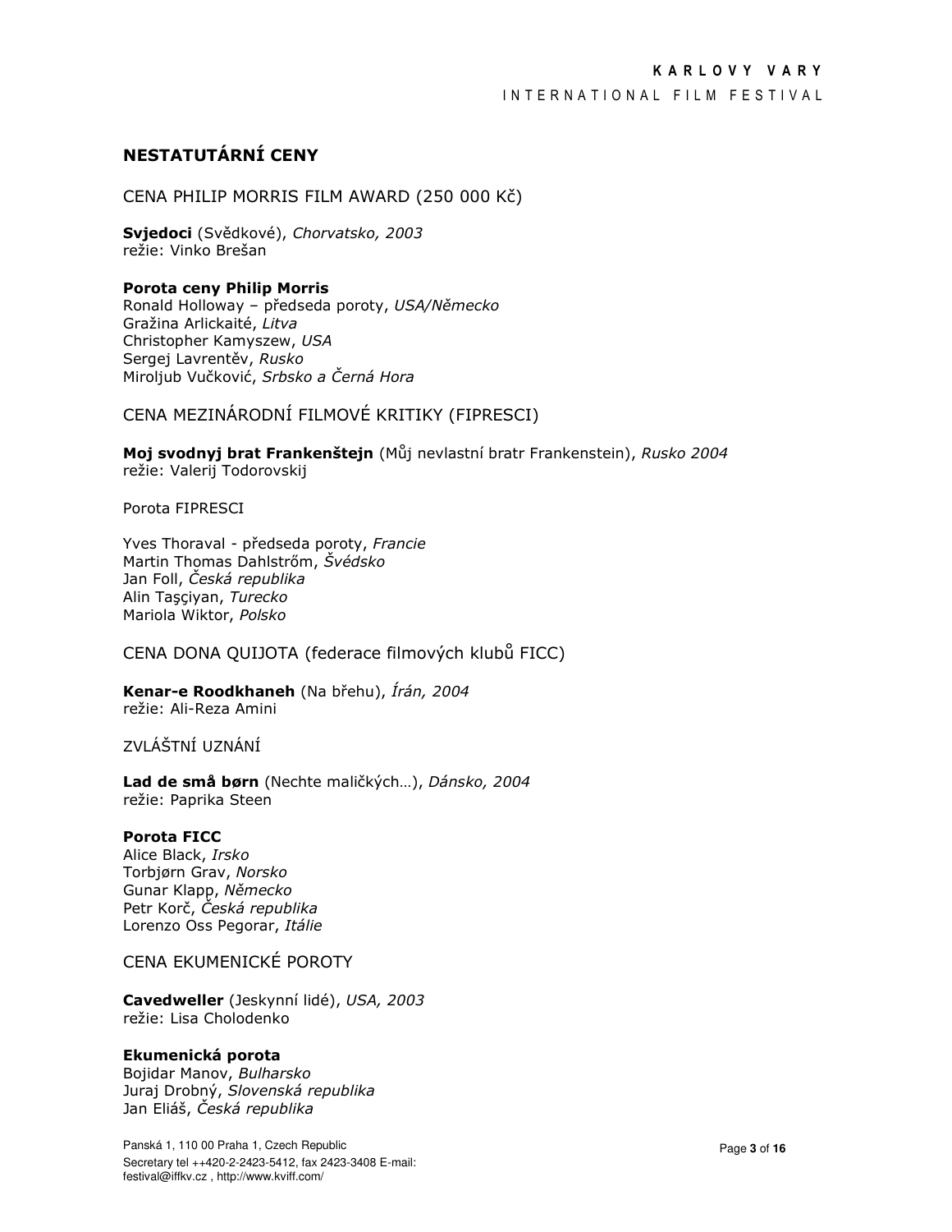## NESTATUTÁRNÍ CENY

### CENA PHILIP MORRIS FILM AWARD (250 000 Kč)

**Svjedoci** (Svědkové), *Chorvatsko, 2003*
režie: Vinko Brešan

**Porota ceny Philip Morris**
Ronald Holloway – předseda poroty, *USA/Německo*
Gražina Arlickaité, *Litva*
Christopher Kamyszew, *USA*
Sergej Lavrentěv, *Rusko*
Miroljub Vučković, *Srbsko a Černá Hora*

### CENA MEZINÁRODNÍ FILMOVÉ KRITIKY (FIPRESCI)

**Moj svodnyj brat Frankenštejn** (Můj nevlastní bratr Frankenstein), *Rusko 2004*
režie: Valerij Todorovskij

Porota FIPRESCI

Yves Thoraval - předseda poroty, *Francie*
Martin Thomas Dahlstrőm, *Švédsko*
Jan Foll, *Česká republika*
Alin Taşçiyan, *Turecko*
Mariola Wiktor, *Polsko*

### CENA DONA QUIJOTA (federace filmových klubů FICC)

**Kenar-e Roodkhaneh** (Na břehu), *Írán, 2004*
režie: Ali-Reza Amini

ZVLÁŠTNÍ UZNÁNÍ

**Lad de små børn** (Nechte maličkých…), *Dánsko, 2004*
režie: Paprika Steen

**Porota FICC**
Alice Black, *Irsko*
Torbjørn Grav, *Norsko*
Gunar Klapp, *Německo*
Petr Korč, *Česká republika*
Lorenzo Oss Pegorar, *Itálie*

### CENA EKUMENICKÉ POROTY

**Cavedweller** (Jeskynní lidé), *USA, 2003*
režie: Lisa Cholodenko

**Ekumenická porota**
Bojidar Manov, *Bulharsko*
Juraj Drobný, *Slovenská republika*
Jan Eliáš, *Česká republika*

Panská 1, 110 00 Praha 1, Czech Republic
Secretary tel ++420-2-2423-5412, fax 2423-3408 E-mail: festival@iffkv.cz , http://www.kviff.com/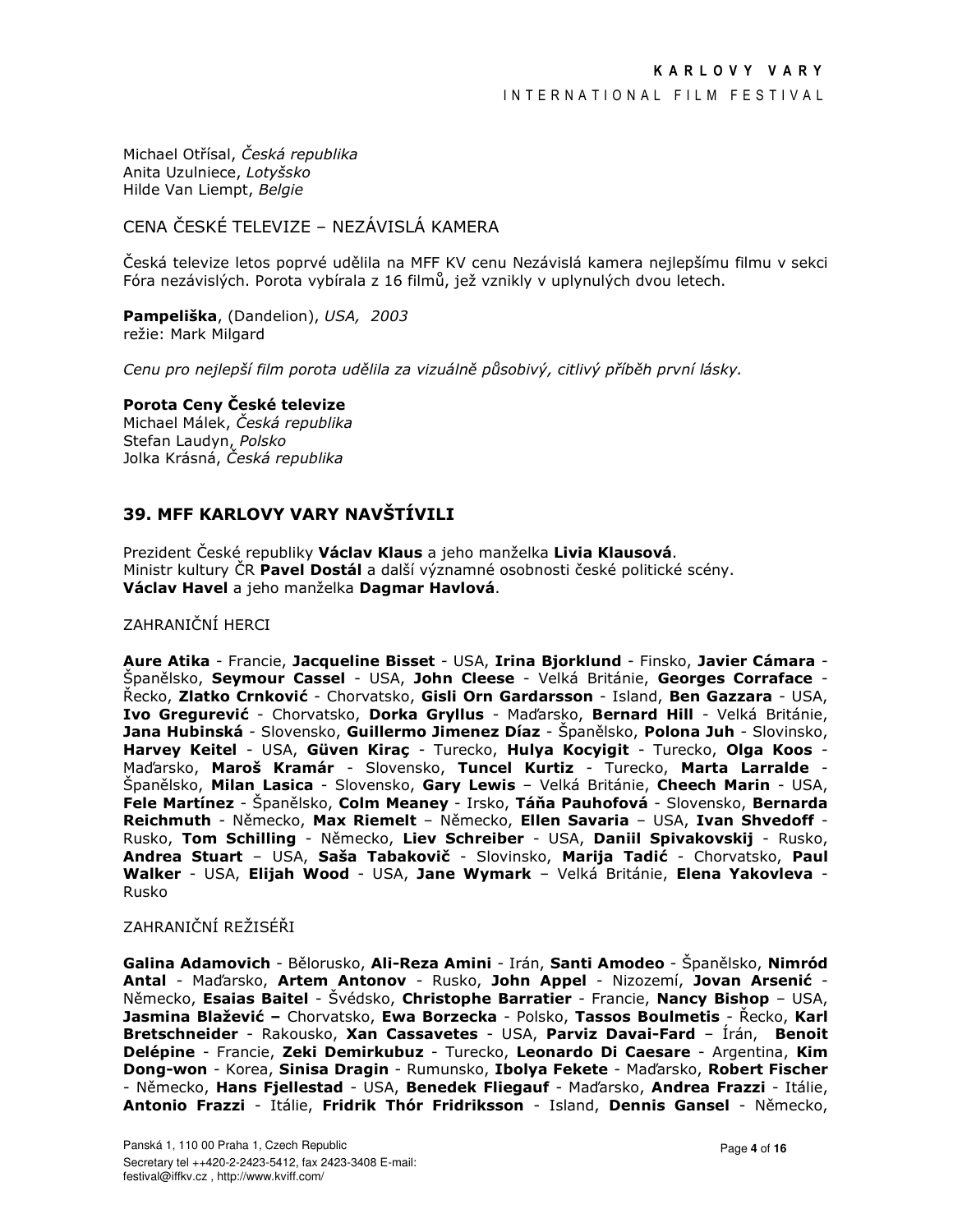Michael Otřísal, *Česká republika*
Anita Uzulniece, *Lotyšsko*
Hilde Van Liempt, *Belgie*

CENA ČESKÉ TELEVIZE – NEZÁVISLÁ KAMERA

Česká televize letos poprvé udělila na MFF KV cenu Nezávislá kamera nejlepšímu filmu v sekci Fóra nezávislých. Porota vybírala z 16 filmů, jež vznikly v uplynulých dvou letech.

**Pampeliška**, (Dandelion), *USA, 2003*
režie: Mark Milgard

*Cenu pro nejlepší film porota udělila za vizuálně působivý, citlivý příběh první lásky.*

**Porota Ceny České televize**
Michael Málek, *Česká republika*
Stefan Laudyn, *Polsko*
Jolka Krásná, *Česká republika*

## 39. MFF KARLOVY VARY NAVŠTÍVILI

Prezident České republiky **Václav Klaus** a jeho manželka **Livia Klausová**.
Ministr kultury ČR **Pavel Dostál** a další významné osobnosti české politické scény.
**Václav Havel** a jeho manželka **Dagmar Havlová**.

ZAHRANIČNÍ HERCI

**Aure Atika** - Francie, **Jacqueline Bisset** - USA, **Irina Bjorklund** - Finsko, **Javier Cámara** - Španělsko, **Seymour Cassel** - USA, **John Cleese** - Velká Británie, **Georges Corraface** - Řecko, **Zlatko Crnković** - Chorvatsko, **Gisli Orn Gardarsson** - Island, **Ben Gazzara** - USA, **Ivo Gregurević** - Chorvatsko, **Dorka Gryllus** - Maďarsko, **Bernard Hill** - Velká Británie, **Jana Hubinská** - Slovensko, **Guillermo Jimenez Díaz** - Španělsko, **Polona Juh** - Slovinsko, **Harvey Keitel** - USA, **Güven Kiraç** - Turecko, **Hulya Kocyigit** - Turecko, **Olga Koos** - Maďarsko, **Maroš Kramár** - Slovensko, **Tuncel Kurtiz** - Turecko, **Marta Larralde** - Španělsko, **Milan Lasica** - Slovensko, **Gary Lewis** – Velká Británie, **Cheech Marin** - USA, **Fele Martínez** - Španělsko, **Colm Meaney** - Irsko, **Táňa Pauhofová** - Slovensko, **Bernarda Reichmuth** - Německo, **Max Riemelt** – Německo, **Ellen Savaria** – USA, **Ivan Shvedoff** - Rusko, **Tom Schilling** - Německo, **Liev Schreiber** - USA, **Daniil Spivakovskij** - Rusko, **Andrea Stuart** – USA, **Saša Tabakovič** - Slovinsko, **Marija Tadić** - Chorvatsko, **Paul Walker** - USA, **Elijah Wood** - USA, **Jane Wymark** – Velká Británie, **Elena Yakovleva** - Rusko

ZAHRANIČNÍ REŽISÉŘI

**Galina Adamovich** - Bělorusko, **Ali-Reza Amini** - Irán, **Santi Amodeo** - Španělsko, **Nimród Antal** - Maďarsko, **Artem Antonov** - Rusko, **John Appel** - Nizozemí, **Jovan Arsenić** - Německo, **Esaias Baitel** - Švédsko, **Christophe Barratier** - Francie, **Nancy Bishop** – USA, **Jasmina Blažević –** Chorvatsko, **Ewa Borzecka** - Polsko, **Tassos Boulmetis** - Řecko, **Karl Bretschneider** - Rakousko, **Xan Cassavetes** - USA, **Parviz Davai-Fard** – Írán, **Benoit Delépine** - Francie, **Zeki Demirkubuz** - Turecko, **Leonardo Di Caesare** - Argentina, **Kim Dong-won** - Korea, **Sinisa Dragin** - Rumunsko, **Ibolya Fekete** - Maďarsko, **Robert Fischer** - Německo, **Hans Fjellestad** - USA, **Benedek Fliegauf** - Maďarsko, **Andrea Frazzi** - Itálie, **Antonio Frazzi** - Itálie, **Fridrik Thór Fridriksson** - Island, **Dennis Gansel** - Německo,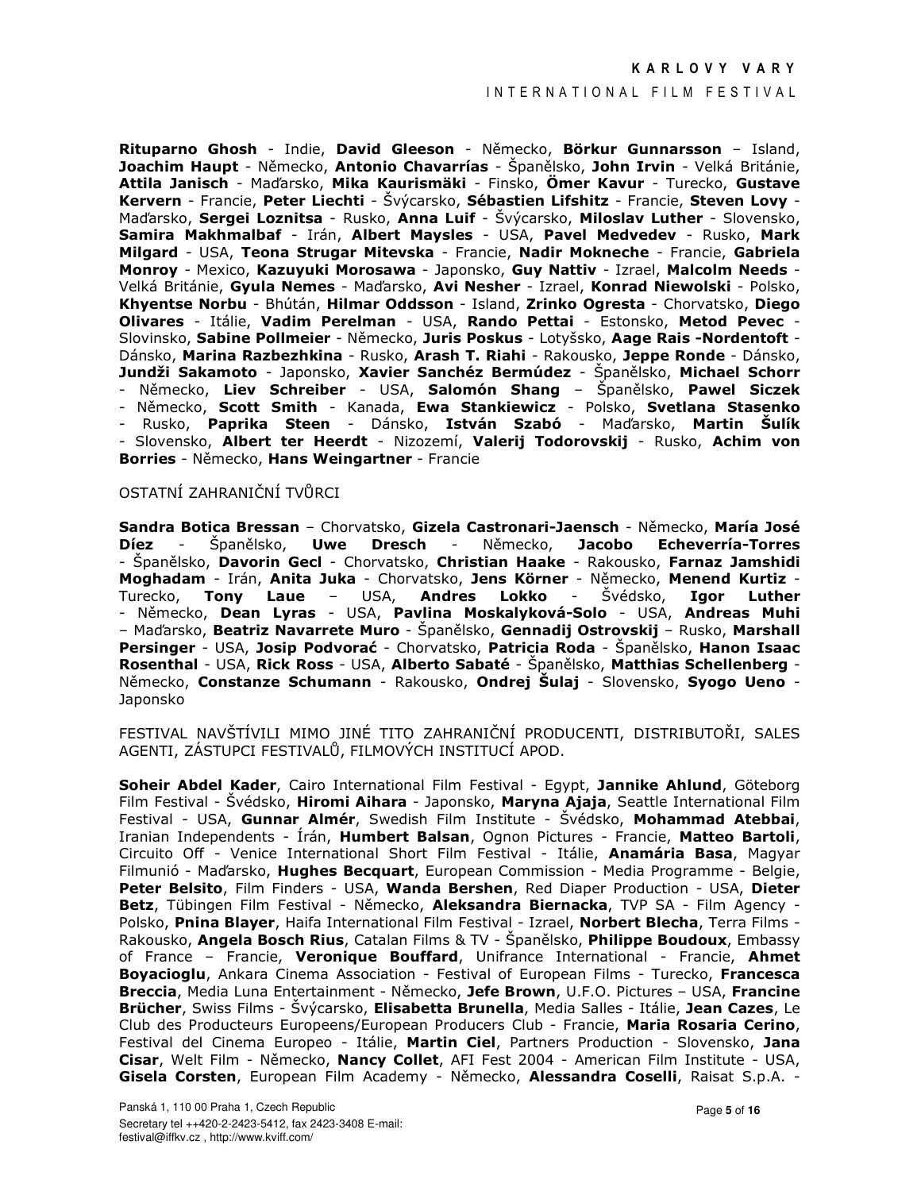**Rituparno Ghosh** - Indie, **David Gleeson** - Německo, **Börkur Gunnarsson** – Island, **Joachim Haupt** - Německo, **Antonio Chavarrías** - Španělsko, **John Irvin** - Velká Británie, **Attila Janisch** - Maďarsko, **Mika Kaurismäki** - Finsko, **Ömer Kavur** - Turecko, **Gustave Kervern** - Francie, **Peter Liechti** - Švýcarsko, **Sébastien Lifshitz** - Francie, **Steven Lovy** - Maďarsko, **Sergei Loznitsa** - Rusko, **Anna Luif** - Švýcarsko, **Miloslav Luther** - Slovensko, **Samira Makhmalbaf** - Irán, **Albert Maysles** - USA, **Pavel Medvedev** - Rusko, **Mark Milgard** - USA, **Teona Strugar Mitevska** - Francie, **Nadir Mokneche** - Francie, **Gabriela Monroy** - Mexico, **Kazuyuki Morosawa** - Japonsko, **Guy Nattiv** - Izrael, **Malcolm Needs** - Velká Británie, **Gyula Nemes** - Maďarsko, **Avi Nesher** - Izrael, **Konrad Niewolski** - Polsko, **Khyentse Norbu** - Bhútán, **Hilmar Oddsson** - Island, **Zrinko Ogresta** - Chorvatsko, **Diego Olivares** - Itálie, **Vadim Perelman** - USA, **Rando Pettai** - Estonsko, **Metod Pevec** - Slovinsko, **Sabine Pollmeier** - Německo, **Juris Poskus** - Lotyšsko, **Aage Rais -Nordentoft** - Dánsko, **Marina Razbezhkina** - Rusko, **Arash T. Riahi** - Rakousko, **Jeppe Ronde** - Dánsko, **Jundži Sakamoto** - Japonsko, **Xavier Sanchéz Bermúdez** - Španělsko, **Michael Schorr** - Německo, **Liev Schreiber** - USA, **Salomón Shang** – Španělsko, **Pawel Siczek** - Německo, **Scott Smith** - Kanada, **Ewa Stankiewicz** - Polsko, **Svetlana Stasenko** - Rusko, **Paprika Steen** - Dánsko, **István Szabó** - Maďarsko, **Martin Šulík** - Slovensko, **Albert ter Heerdt** - Nizozemí, **Valerij Todorovskij** - Rusko, **Achim von Borries** - Německo, **Hans Weingartner** - Francie

OSTATNÍ ZAHRANIČNÍ TVŮRCI

**Sandra Botica Bressan** – Chorvatsko, **Gizela Castronari-Jaensch** - Německo, **María José Díez** - Španělsko, **Uwe Dresch** - Německo, **Jacobo Echeverría-Torres** - Španělsko, **Davorin Gecl** - Chorvatsko, **Christian Haake** - Rakousko, **Farnaz Jamshidi Moghadam** - Irán, **Anita Juka** - Chorvatsko, **Jens Körner** - Německo, **Menend Kurtiz** - Turecko, **Tony Laue** – USA, **Andres Lokko** - Švédsko, **Igor Luther** - Německo, **Dean Lyras** - USA, **Pavlina Moskalyková-Solo** - USA, **Andreas Muhi** – Maďarsko, **Beatriz Navarrete Muro** - Španělsko, **Gennadij Ostrovskij** – Rusko, **Marshall Persinger** - USA, **Josip Podvorać** - Chorvatsko, **Patricia Roda** - Španělsko, **Hanon Isaac Rosenthal** - USA, **Rick Ross** - USA, **Alberto Sabaté** - Španělsko, **Matthias Schellenberg** - Německo, **Constanze Schumann** - Rakousko, **Ondrej Šulaj** - Slovensko, **Syogo Ueno** - Japonsko

FESTIVAL NAVŠTÍVILI MIMO JINÉ TITO ZAHRANIČNÍ PRODUCENTI, DISTRIBUTOŘI, SALES AGENTI, ZÁSTUPCI FESTIVALŮ, FILMOVÝCH INSTITUCÍ APOD.

**Soheir Abdel Kader**, Cairo International Film Festival - Egypt, **Jannike Ahlund**, Göteborg Film Festival - Švédsko, **Hiromi Aihara** - Japonsko, **Maryna Ajaja**, Seattle International Film Festival - USA, **Gunnar Almér**, Swedish Film Institute - Švédsko, **Mohammad Atebbai**, Iranian Independents - Írán, **Humbert Balsan**, Ognon Pictures - Francie, **Matteo Bartoli**, Circuito Off - Venice International Short Film Festival - Itálie, **Anamária Basa**, Magyar Filmunió - Maďarsko, **Hughes Becquart**, European Commission - Media Programme - Belgie, **Peter Belsito**, Film Finders - USA, **Wanda Bershen**, Red Diaper Production - USA, **Dieter Betz**, Tübingen Film Festival - Německo, **Aleksandra Biernacka**, TVP SA - Film Agency - Polsko, **Pnina Blayer**, Haifa International Film Festival - Izrael, **Norbert Blecha**, Terra Films - Rakousko, **Angela Bosch Rius**, Catalan Films & TV - Španělsko, **Philippe Boudoux**, Embassy of France – Francie, **Veronique Bouffard**, Unifrance International - Francie, **Ahmet Boyacioglu**, Ankara Cinema Association - Festival of European Films - Turecko, **Francesca Breccia**, Media Luna Entertainment - Německo, **Jefe Brown**, U.F.O. Pictures – USA, **Francine Brücher**, Swiss Films - Švýcarsko, **Elisabetta Brunella**, Media Salles - Itálie, **Jean Cazes**, Le Club des Producteurs Europeens/European Producers Club - Francie, **Maria Rosaria Cerino**, Festival del Cinema Europeo - Itálie, **Martin Ciel**, Partners Production - Slovensko, **Jana Cisar**, Welt Film - Německo, **Nancy Collet**, AFI Fest 2004 - American Film Institute - USA, **Gisela Corsten**, European Film Academy - Německo, **Alessandra Coselli**, Raisat S.p.A. -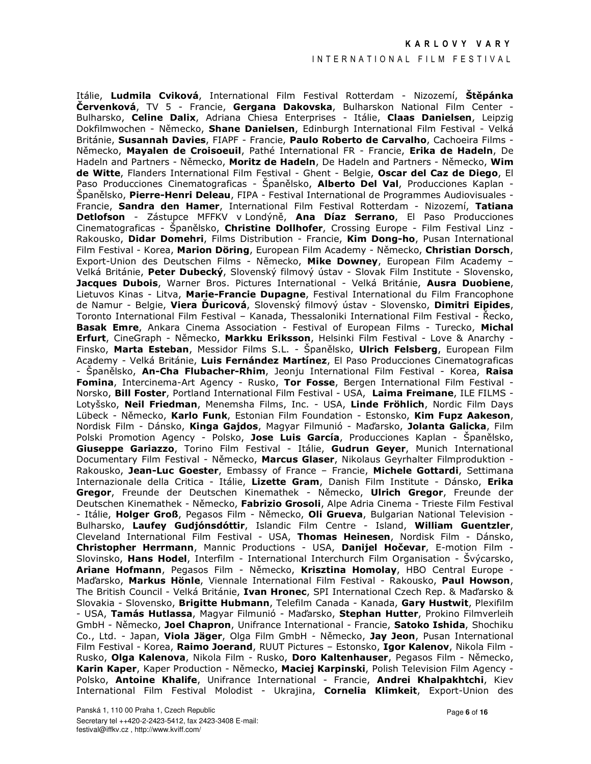Itálie, **Ludmila Cviková**, International Film Festival Rotterdam - Nizozemí, **Štěpánka Červenková**, TV 5 - Francie, **Gergana Dakovska**, Bulharskon National Film Center - Bulharsko, **Celine Dalix**, Adriana Chiesa Enterprises - Itálie, **Claas Danielsen**, Leipzig Dokfilmwochen - Německo, **Shane Danielsen**, Edinburgh International Film Festival - Velká Británie, **Susannah Davies**, FIAPF - Francie, **Paulo Roberto de Carvalho**, Cachoeira Films - Německo, **Mayalen de Croisoeuil**, Pathé International FR - Francie, **Erika de Hadeln**, De Hadeln and Partners - Německo, **Moritz de Hadeln**, De Hadeln and Partners - Německo, **Wim de Witte**, Flanders International Film Festival - Ghent - Belgie, **Oscar del Caz de Diego**, El Paso Producciones Cinematograficas - Španělsko, **Alberto Del Val**, Producciones Kaplan - Španělsko, **Pierre-Henri Deleau**, FIPA - Festival International de Programmes Audiovisuales - Francie, **Sandra den Hamer**, International Film Festival Rotterdam - Nizozemí, **Tatiana Detlofson** - Zástupce MFFKV v Londýně, **Ana Díaz Serrano**, El Paso Producciones Cinematograficas - Španělsko, **Christine Dollhofer**, Crossing Europe - Film Festival Linz - Rakousko, **Didar Domehri**, Films Distribution - Francie, **Kim Dong-ho**, Pusan International Film Festival - Korea, **Marion Döring**, European Film Academy - Německo, **Christian Dorsch**, Export-Union des Deutschen Films - Německo, **Mike Downey**, European Film Academy – Velká Británie, **Peter Dubecký**, Slovenský filmový ústav - Slovak Film Institute - Slovensko, **Jacques Dubois**, Warner Bros. Pictures International - Velká Británie, **Ausra Duobiene**, Lietuvos Kinas - Litva, **Marie-Francie Dupagne**, Festival International du Film Francophone de Namur - Belgie, **Viera Ďuricová**, Slovenský filmový ústav - Slovensko, **Dimitri Eipides**, Toronto International Film Festival – Kanada, Thessaloniki International Film Festival - Řecko, **Basak Emre**, Ankara Cinema Association - Festival of European Films - Turecko, **Michal Erfurt**, CineGraph - Německo, **Markku Eriksson**, Helsinki Film Festival - Love & Anarchy - Finsko, **Marta Esteban**, Messidor Films S.L. - Španělsko, **Ulrich Felsberg**, European Film Academy - Velká Británie, **Luis Fernández Martínez**, El Paso Producciones Cinematograficas - Španělsko, **An-Cha Flubacher-Rhim**, Jeonju International Film Festival - Korea, **Raisa Fomina**, Intercinema-Art Agency - Rusko, **Tor Fosse**, Bergen International Film Festival - Norsko, **Bill Foster**, Portland International Film Festival - USA, **Laima Freimane**, ILE FILMS - Lotyšsko, **Neil Friedman**, Menemsha Films, Inc. - USA, **Linde Fröhlich**, Nordic Film Days Lübeck - Německo, **Karlo Funk**, Estonian Film Foundation - Estonsko, **Kim Fupz Aakeson**, Nordisk Film - Dánsko, **Kinga Gajdos**, Magyar Filmunió - Maďarsko, **Jolanta Galicka**, Film Polski Promotion Agency - Polsko, **Jose Luis García**, Producciones Kaplan - Španělsko, **Giuseppe Gariazzo**, Torino Film Festival - Itálie, **Gudrun Geyer**, Munich International Documentary Film Festival - Německo, **Marcus Glaser**, Nikolaus Geyrhalter Filmproduktion - Rakousko, **Jean-Luc Goester**, Embassy of France – Francie, **Michele Gottardi**, Settimana Internazionale della Critica - Itálie, **Lizette Gram**, Danish Film Institute - Dánsko, **Erika Gregor**, Freunde der Deutschen Kinemathek - Německo, **Ulrich Gregor**, Freunde der Deutschen Kinemathek - Německo, **Fabrizio Grosoli**, Alpe Adria Cinema - Trieste Film Festival - Itálie, **Holger Groß**, Pegasos Film - Německo, **Oli Grueva**, Bulgarian National Television - Bulharsko, **Laufey Gudjónsdóttir**, Islandic Film Centre - Island, **William Guentzler**, Cleveland International Film Festival - USA, **Thomas Heinesen**, Nordisk Film - Dánsko, **Christopher Herrmann**, Mannic Productions - USA, **Danijel Hočevar**, E-motion Film - Slovinsko, **Hans Hodel**, Interfilm - International Interchurch Film Organisation - Švýcarsko, **Ariane Hofmann**, Pegasos Film - Německo, **Krisztina Homolay**, HBO Central Europe - Maďarsko, **Markus Hönle**, Viennale International Film Festival - Rakousko, **Paul Howson**, The British Council - Velká Británie, **Ivan Hronec**, SPI International Czech Rep. & Maďarsko & Slovakia - Slovensko, **Brigitte Hubmann**, Telefilm Canada - Kanada, **Gary Hustwit**, Plexifilm - USA, **Tamás Hutlassa**, Magyar Filmunió - Maďarsko, **Stephan Hutter**, Prokino Filmverleih GmbH - Německo, **Joel Chapron**, Unifrance International - Francie, **Satoko Ishida**, Shochiku Co., Ltd. - Japan, **Viola Jäger**, Olga Film GmbH - Německo, **Jay Jeon**, Pusan International Film Festival - Korea, **Raimo Joerand**, RUUT Pictures – Estonsko, **Igor Kalenov**, Nikola Film - Rusko, **Olga Kalenova**, Nikola Film - Rusko, **Doro Kaltenhauser**, Pegasos Film - Německo, **Karin Kaper**, Kaper Production - Německo, **Maciej Karpinski**, Polish Television Film Agency - Polsko, **Antoine Khalife**, Unifrance International - Francie, **Andrei Khalpakhtchi**, Kiev International Film Festival Molodist - Ukrajina, **Cornelia Klimkeit**, Export-Union des

Panská 1, 110 00 Praha 1, Czech Republic
Secretary tel ++420-2-2423-5412, fax 2423-3408 E-mail: festival@iffkv.cz , http://www.kviff.com/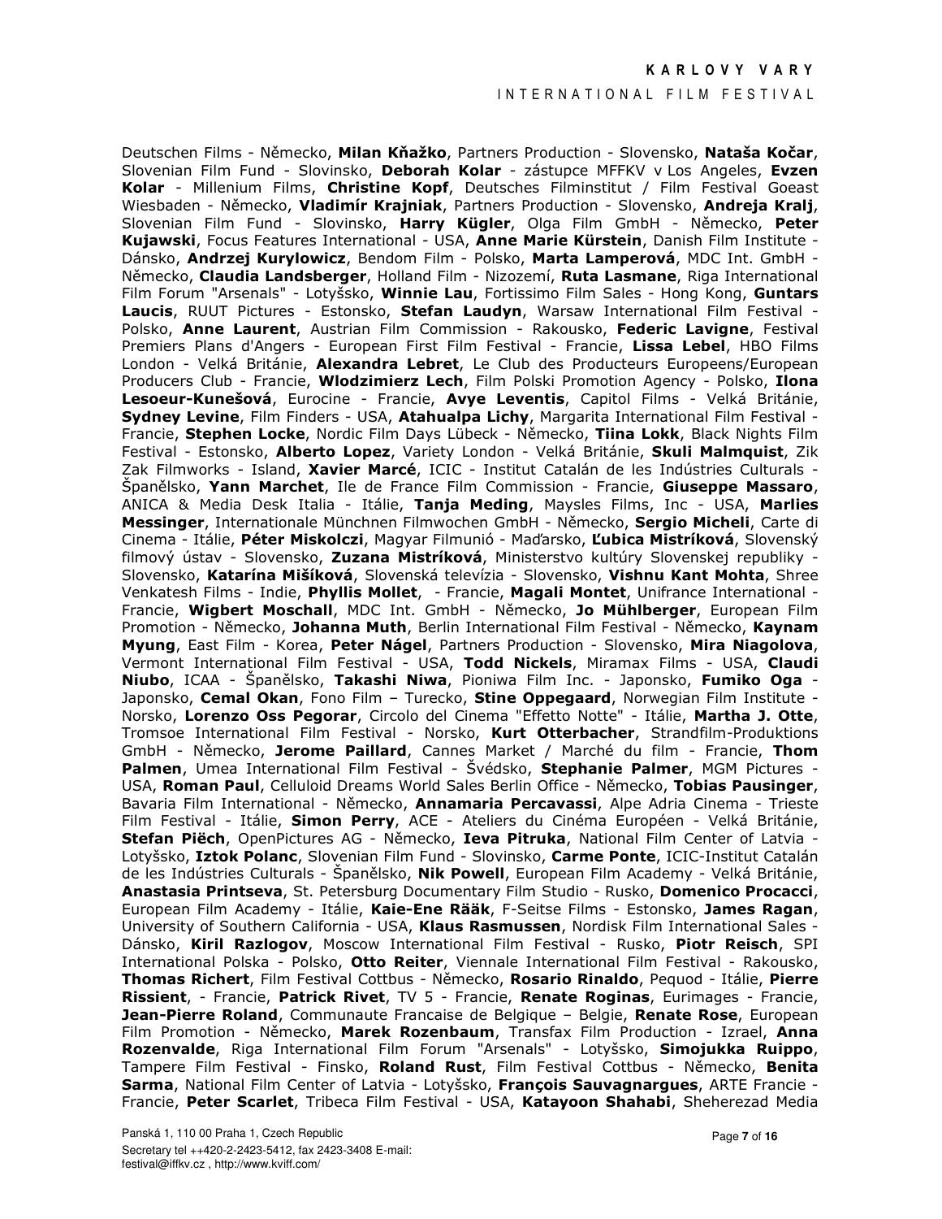Deutschen Films - Německo, **Milan Kňažko**, Partners Production - Slovensko, **Nataša Kočar**, Slovenian Film Fund - Slovinsko, **Deborah Kolar** - zástupce MFFKV v Los Angeles, **Evzen Kolar** - Millenium Films, **Christine Kopf**, Deutsches Filminstitut / Film Festival Goeast Wiesbaden - Německo, **Vladimír Krajniak**, Partners Production - Slovensko, **Andreja Kralj**, Slovenian Film Fund - Slovinsko, **Harry Kügler**, Olga Film GmbH - Německo, **Peter Kujawski**, Focus Features International - USA, **Anne Marie Kürstein**, Danish Film Institute - Dánsko, **Andrzej Kurylowicz**, Bendom Film - Polsko, **Marta Lamperová**, MDC Int. GmbH - Německo, **Claudia Landsberger**, Holland Film - Nizozemí, **Ruta Lasmane**, Riga International Film Forum "Arsenals" - Lotyšsko, **Winnie Lau**, Fortissimo Film Sales - Hong Kong, **Guntars Laucis**, RUUT Pictures - Estonsko, **Stefan Laudyn**, Warsaw International Film Festival - Polsko, **Anne Laurent**, Austrian Film Commission - Rakousko, **Federic Lavigne**, Festival Premiers Plans d'Angers - European First Film Festival - Francie, **Lissa Lebel**, HBO Films London - Velká Británie, **Alexandra Lebret**, Le Club des Producteurs Europeens/European Producers Club - Francie, **Wlodzimierz Lech**, Film Polski Promotion Agency - Polsko, **Ilona Lesoeur-Kunešová**, Eurocine - Francie, **Avye Leventis**, Capitol Films - Velká Británie, **Sydney Levine**, Film Finders - USA, **Atahualpa Lichy**, Margarita International Film Festival - Francie, **Stephen Locke**, Nordic Film Days Lübeck - Německo, **Tiina Lokk**, Black Nights Film Festival - Estonsko, **Alberto Lopez**, Variety London - Velká Británie, **Skuli Malmquist**, Zik Zak Filmworks - Island, **Xavier Marcé**, ICIC - Institut Catalán de les Indústries Culturals - Španělsko, **Yann Marchet**, Ile de France Film Commission - Francie, **Giuseppe Massaro**, ANICA & Media Desk Italia - Itálie, **Tanja Meding**, Maysles Films, Inc - USA, **Marlies Messinger**, Internationale Münchnen Filmwochen GmbH - Německo, **Sergio Micheli**, Carte di Cinema - Itálie, **Péter Miskolczi**, Magyar Filmunió - Maďarsko, **Ľubica Mistríková**, Slovenský filmový ústav - Slovensko, **Zuzana Mistríková**, Ministerstvo kultúry Slovenskej republiky - Slovensko, **Katarína Mišíková**, Slovenská televízia - Slovensko, **Vishnu Kant Mohta**, Shree Venkatesh Films - Indie, **Phyllis Mollet**, - Francie, **Magali Montet**, Unifrance International - Francie, **Wigbert Moschall**, MDC Int. GmbH - Německo, **Jo Mühlberger**, European Film Promotion - Německo, **Johanna Muth**, Berlin International Film Festival - Německo, **Kaynam Myung**, East Film - Korea, **Peter Nágel**, Partners Production - Slovensko, **Mira Niagolova**, Vermont International Film Festival - USA, **Todd Nickels**, Miramax Films - USA, **Claudi Niubo**, ICAA - Španělsko, **Takashi Niwa**, Pioniwa Film Inc. - Japonsko, **Fumiko Oga** - Japonsko, **Cemal Okan**, Fono Film – Turecko, **Stine Oppegaard**, Norwegian Film Institute - Norsko, **Lorenzo Oss Pegorar**, Circolo del Cinema "Effetto Notte" - Itálie, **Martha J. Otte**, Tromsoe International Film Festival - Norsko, **Kurt Otterbacher**, Strandfilm-Produktions GmbH - Německo, **Jerome Paillard**, Cannes Market / Marché du film - Francie, **Thom Palmen**, Umea International Film Festival - Švédsko, **Stephanie Palmer**, MGM Pictures - USA, **Roman Paul**, Celluloid Dreams World Sales Berlin Office - Německo, **Tobias Pausinger**, Bavaria Film International - Německo, **Annamaria Percavassi**, Alpe Adria Cinema - Trieste Film Festival - Itálie, **Simon Perry**, ACE - Ateliers du Cinéma Européen - Velká Británie, **Stefan Piëch**, OpenPictures AG - Německo, **Ieva Pitruka**, National Film Center of Latvia - Lotyšsko, **Iztok Polanc**, Slovenian Film Fund - Slovinsko, **Carme Ponte**, ICIC-Institut Catalán de les Indústries Culturals - Španělsko, **Nik Powell**, European Film Academy - Velká Británie, **Anastasia Printseva**, St. Petersburg Documentary Film Studio - Rusko, **Domenico Procacci**, European Film Academy - Itálie, **Kaie-Ene Rääk**, F-Seitse Films - Estonsko, **James Ragan**, University of Southern California - USA, **Klaus Rasmussen**, Nordisk Film International Sales - Dánsko, **Kiril Razlogov**, Moscow International Film Festival - Rusko, **Piotr Reisch**, SPI International Polska - Polsko, **Otto Reiter**, Viennale International Film Festival - Rakousko, **Thomas Richert**, Film Festival Cottbus - Německo, **Rosario Rinaldo**, Pequod - Itálie, **Pierre Rissient**, - Francie, **Patrick Rivet**, TV 5 - Francie, **Renate Roginas**, Eurimages - Francie, **Jean-Pierre Roland**, Communaute Francaise de Belgique – Belgie, **Renate Rose**, European Film Promotion - Německo, **Marek Rozenbaum**, Transfax Film Production - Izrael, **Anna Rozenvalde**, Riga International Film Forum "Arsenals" - Lotyšsko, **Simojukka Ruippo**, Tampere Film Festival - Finsko, **Roland Rust**, Film Festival Cottbus - Německo, **Benita Sarma**, National Film Center of Latvia - Lotyšsko, **François Sauvagnargues**, ARTE Francie - Francie, **Peter Scarlet**, Tribeca Film Festival - USA, **Katayoon Shahabi**, Sheherezad Media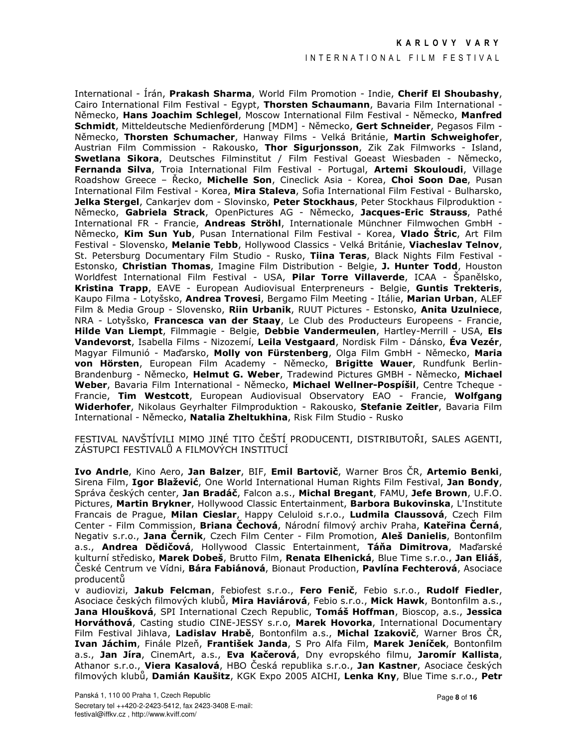International - Írán, **Prakash Sharma**, World Film Promotion - Indie, **Cherif El Shoubashy**, Cairo International Film Festival - Egypt, **Thorsten Schaumann**, Bavaria Film International - Německo, **Hans Joachim Schlegel**, Moscow International Film Festival - Německo, **Manfred Schmidt**, Mitteldeutsche Medienförderung [MDM] - Německo, **Gert Schneider**, Pegasos Film - Německo, **Thorsten Schumacher**, Hanway Films - Velká Británie, **Martin Schweighofer**, Austrian Film Commission - Rakousko, **Thor Sigurjonsson**, Zik Zak Filmworks - Island, **Swetlana Sikora**, Deutsches Filminstitut / Film Festival Goeast Wiesbaden - Německo, **Fernanda Silva**, Troia International Film Festival - Portugal, **Artemi Skouloudi**, Village Roadshow Greece – Řecko, **Michelle Son**, Cineclick Asia - Korea, **Choi Soon Dae**, Pusan International Film Festival - Korea, **Mira Staleva**, Sofia International Film Festival - Bulharsko, **Jelka Stergel**, Cankarjev dom - Slovinsko, **Peter Stockhaus**, Peter Stockhaus Filproduktion - Německo, **Gabriela Strack**, OpenPictures AG - Německo, **Jacques-Eric Strauss**, Pathé International FR - Francie, **Andreas Ströhl**, Internationale Münchner Filmwochen GmbH - Německo, **Kim Sun Yub**, Pusan International Film Festival - Korea, **Vlado Štric**, Art Film Festival - Slovensko, **Melanie Tebb**, Hollywood Classics - Velká Británie, **Viacheslav Telnov**, St. Petersburg Documentary Film Studio - Rusko, **Tiina Teras**, Black Nights Film Festival - Estonsko, **Christian Thomas**, Imagine Film Distribution - Belgie, **J. Hunter Todd**, Houston Worldfest International Film Festival - USA, **Pilar Torre Villaverde**, ICAA - Španělsko, **Kristina Trapp**, EAVE - European Audiovisual Enterpreneurs - Belgie, **Guntis Trekteris**, Kaupo Filma - Lotyšsko, **Andrea Trovesi**, Bergamo Film Meeting - Itálie, **Marian Urban**, ALEF Film & Media Group - Slovensko, **Riin Urbanik**, RUUT Pictures - Estonsko, **Anita Uzulniece**, NRA - Lotyšsko, **Francesca van der Staay**, Le Club des Producteurs Europeens - Francie, **Hilde Van Liempt**, Filmmagie - Belgie, **Debbie Vandermeulen**, Hartley-Merrill - USA, **Els Vandevorst**, Isabella Films - Nizozemí, **Leila Vestgaard**, Nordisk Film - Dánsko, **Éva Vezér**, Magyar Filmunió - Maďarsko, **Molly von Fürstenberg**, Olga Film GmbH - Německo, **Maria von Hörsten**, European Film Academy - Německo, **Brigitte Wauer**, Rundfunk Berlin-Brandenburg - Německo, **Helmut G. Weber**, Tradewind Pictures GMBH - Německo, **Michael Weber**, Bavaria Film International - Německo, **Michael Wellner-Pospíšil**, Centre Tcheque - Francie, **Tim Westcott**, European Audiovisual Observatory EAO - Francie, **Wolfgang Widerhofer**, Nikolaus Geyrhalter Filmproduktion - Rakousko, **Stefanie Zeitler**, Bavaria Film International - Německo, **Natalia Zheltukhina**, Risk Film Studio - Rusko

FESTIVAL NAVŠTÍVILI MIMO JINÉ TITO ČEŠTÍ PRODUCENTI, DISTRIBUTOŘI, SALES AGENTI, ZÁSTUPCI FESTIVALŮ A FILMOVÝCH INSTITUCÍ

**Ivo Andrle**, Kino Aero, **Jan Balzer**, BIF, **Emil Bartovič**, Warner Bros ČR, **Artemio Benki**, Sirena Film, **Igor Blažević**, One World International Human Rights Film Festival, **Jan Bondy**, Správa českých center, **Jan Bradáč**, Falcon a.s., **Michal Bregant**, FAMU, **Jefe Brown**, U.F.O. Pictures, **Martin Brykner**, Hollywood Classic Entertainment, **Barbora Bukovinska**, L'Institute Francais de Prague, **Milan Cieslar**, Happy Celuloid s.r.o., **Ludmila Claussová**, Czech Film Center - Film Commission, **Briana Čechová**, Národní filmový archiv Praha, **Kateřina Černá**, Negativ s.r.o., **Jana Černik**, Czech Film Center - Film Promotion, **Aleš Danielis**, Bontonfilm a.s., **Andrea Dědičová**, Hollywood Classic Entertainment, **Táňa Dimitrova**, Maďarské kulturní středisko, **Marek Dobeš**, Brutto Film, **Renata Elhenická**, Blue Time s.r.o., **Jan Eliáš**, České Centrum ve Vídni, **Bára Fabiánová**, Bionaut Production, **Pavlína Fechterová**, Asociace producentů
v audiovizi, **Jakub Felcman**, Febiofest s.r.o., **Fero Fenič**, Febio s.r.o., **Rudolf Fiedler**, Asociace českých filmových klubů, **Mira Haviárová**, Febio s.r.o., **Mick Hawk**, Bontonfilm a.s., **Jana Hloušková**, SPI International Czech Republic, **Tomáš Hoffman**, Bioscop, a.s., **Jessica Horváthová**, Casting studio CINE-JESSY s.r.o, **Marek Hovorka**, International Documentary Film Festival Jihlava, **Ladislav Hrabě**, Bontonfilm a.s., **Michal Izakovič**, Warner Bros ČR, **Ivan Jáchim**, Finále Plzeň, **František Janda**, S Pro Alfa Film, **Marek Jeníček**, Bontonfilm a.s., **Jan Jíra**, CinemArt, a.s., **Eva Kačerová**, Dny evropského filmu, **Jaromír Kallista**, Athanor s.r.o., **Viera Kasalová**, HBO Česká republika s.r.o., **Jan Kastner**, Asociace českých filmových klubů, **Damián Kaušitz**, KGK Expo 2005 AICHI, **Lenka Kny**, Blue Time s.r.o., **Petr**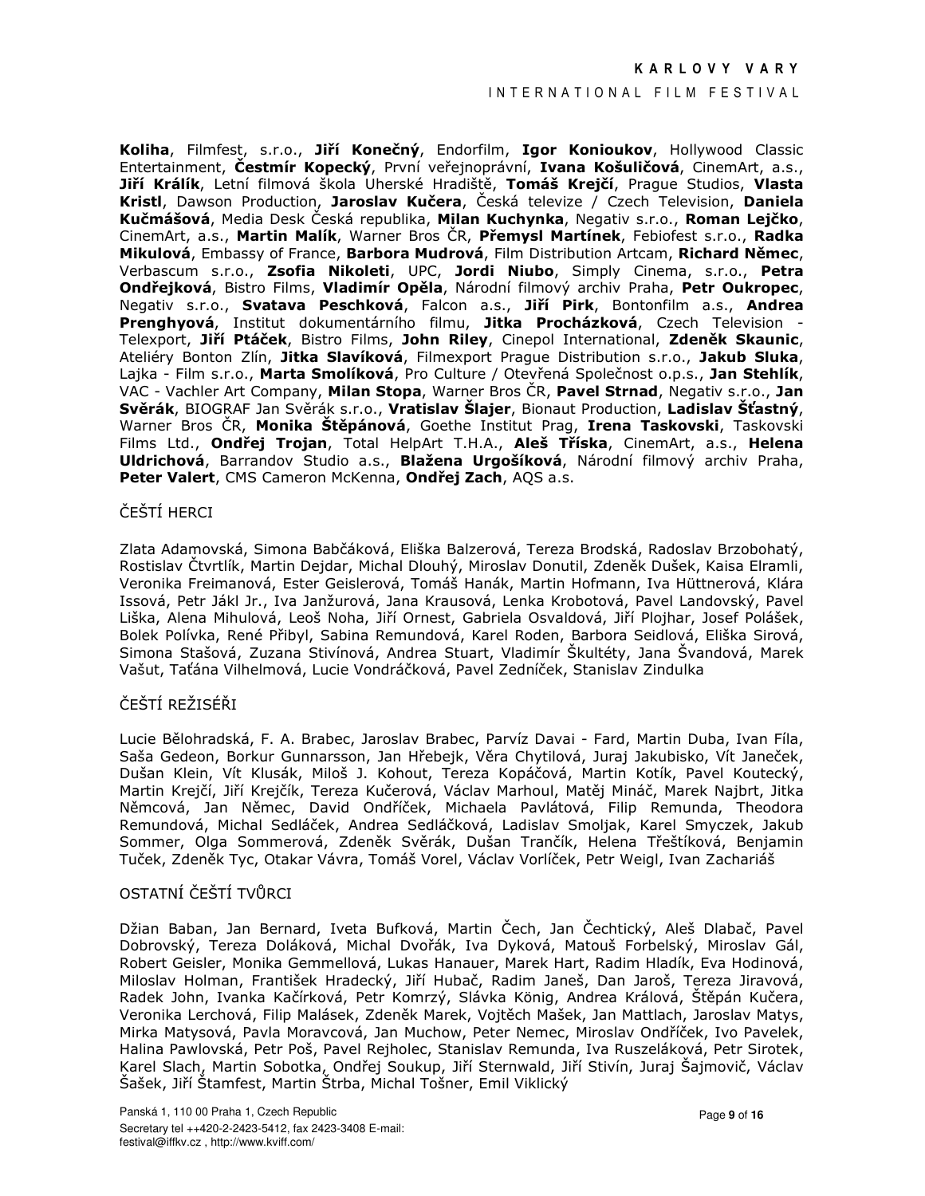**Koliha**, Filmfest, s.r.o., **Jiří Konečný**, Endorfilm, **Igor Konioukov**, Hollywood Classic Entertainment, **Čestmír Kopecký**, První veřejnoprávní, **Ivana Košuličová**, CinemArt, a.s., **Jiří Králík**, Letní filmová škola Uherské Hradiště, **Tomáš Krejčí**, Prague Studios, **Vlasta Kristl**, Dawson Production, **Jaroslav Kučera**, Česká televize / Czech Television, **Daniela Kučmášová**, Media Desk Česká republika, **Milan Kuchynka**, Negativ s.r.o., **Roman Lejčko**, CinemArt, a.s., **Martin Malík**, Warner Bros ČR, **Přemysl Martínek**, Febiofest s.r.o., **Radka Mikulová**, Embassy of France, **Barbora Mudrová**, Film Distribution Artcam, **Richard Němec**, Verbascum s.r.o., **Zsofia Nikoleti**, UPC, **Jordi Niubo**, Simply Cinema, s.r.o., **Petra Ondřejková**, Bistro Films, **Vladimír Opěla**, Národní filmový archiv Praha, **Petr Oukropec**, Negativ s.r.o., **Svatava Peschková**, Falcon a.s., **Jiří Pirk**, Bontonfilm a.s., **Andrea Prenghyová**, Institut dokumentárního filmu, **Jitka Procházková**, Czech Television - Telexport, **Jiří Ptáček**, Bistro Films, **John Riley**, Cinepol International, **Zdeněk Skaunic**, Ateliéry Bonton Zlín, **Jitka Slavíková**, Filmexport Prague Distribution s.r.o., **Jakub Sluka**, Lajka - Film s.r.o., **Marta Smolíková**, Pro Culture / Otevřená Společnost o.p.s., **Jan Stehlík**, VAC - Vachler Art Company, **Milan Stopa**, Warner Bros ČR, **Pavel Strnad**, Negativ s.r.o., **Jan Svěrák**, BIOGRAF Jan Svěrák s.r.o., **Vratislav Šlajer**, Bionaut Production, **Ladislav Šťastný**, Warner Bros ČR, **Monika Štěpánová**, Goethe Institut Prag, **Irena Taskovski**, Taskovski Films Ltd., **Ondřej Trojan**, Total HelpArt T.H.A., **Aleš Tříska**, CinemArt, a.s., **Helena Uldrichová**, Barrandov Studio a.s., **Blažena Urgošíková**, Národní filmový archiv Praha, **Peter Valert**, CMS Cameron McKenna, **Ondřej Zach**, AQS a.s.

## ČEŠTÍ HERCI

Zlata Adamovská, Simona Babčáková, Eliška Balzerová, Tereza Brodská, Radoslav Brzobohatý, Rostislav Čtvrtlík, Martin Dejdar, Michal Dlouhý, Miroslav Donutil, Zdeněk Dušek, Kaisa Elramli, Veronika Freimanová, Ester Geislerová, Tomáš Hanák, Martin Hofmann, Iva Hüttnerová, Klára Issová, Petr Jákl Jr., Iva Janžurová, Jana Krausová, Lenka Krobotová, Pavel Landovský, Pavel Liška, Alena Mihulová, Leoš Noha, Jiří Ornest, Gabriela Osvaldová, Jiří Plojhar, Josef Polášek, Bolek Polívka, René Přibyl, Sabina Remundová, Karel Roden, Barbora Seidlová, Eliška Sirová, Simona Stašová, Zuzana Stivínová, Andrea Stuart, Vladimír Škultéty, Jana Švandová, Marek Vašut, Taťána Vilhelmová, Lucie Vondráčková, Pavel Zedníček, Stanislav Zindulka

## ČEŠTÍ REŽISÉŘI

Lucie Bělohradská, F. A. Brabec, Jaroslav Brabec, Parvíz Davai - Fard, Martin Duba, Ivan Fíla, Saša Gedeon, Borkur Gunnarsson, Jan Hřebejk, Věra Chytilová, Juraj Jakubisko, Vít Janeček, Dušan Klein, Vít Klusák, Miloš J. Kohout, Tereza Kopáčová, Martin Kotík, Pavel Koutecký, Martin Krejčí, Jiří Krejčík, Tereza Kučerová, Václav Marhoul, Matěj Mináč, Marek Najbrt, Jitka Němcová, Jan Němec, David Ondříček, Michaela Pavlátová, Filip Remunda, Theodora Remundová, Michal Sedláček, Andrea Sedláčková, Ladislav Smoljak, Karel Smyczek, Jakub Sommer, Olga Sommerová, Zdeněk Svěrák, Dušan Trančík, Helena Třeštíková, Benjamin Tuček, Zdeněk Tyc, Otakar Vávra, Tomáš Vorel, Václav Vorlíček, Petr Weigl, Ivan Zachariáš

## OSTATNÍ ČEŠTÍ TVŮRCI

Džian Baban, Jan Bernard, Iveta Bufková, Martin Čech, Jan Čechtický, Aleš Dlabač, Pavel Dobrovský, Tereza Doláková, Michal Dvořák, Iva Dyková, Matouš Forbelský, Miroslav Gál, Robert Geisler, Monika Gemmellová, Lukas Hanauer, Marek Hart, Radim Hladík, Eva Hodinová, Miloslav Holman, František Hradecký, Jiří Hubač, Radim Janeš, Dan Jaroš, Tereza Jiravová, Radek John, Ivanka Kačírková, Petr Komrzý, Slávka König, Andrea Králová, Štěpán Kučera, Veronika Lerchová, Filip Malásek, Zdeněk Marek, Vojtěch Mašek, Jan Mattlach, Jaroslav Matys, Mirka Matysová, Pavla Moravcová, Jan Muchow, Peter Nemec, Miroslav Ondříček, Ivo Pavelek, Halina Pawlovská, Petr Poš, Pavel Rejholec, Stanislav Remunda, Iva Ruszeláková, Petr Sirotek, Karel Slach, Martin Sobotka, Ondřej Soukup, Jiří Sternwald, Jiří Stivín, Juraj Šajmovič, Václav Šašek, Jiří Štamfest, Martin Štrba, Michal Tošner, Emil Viklický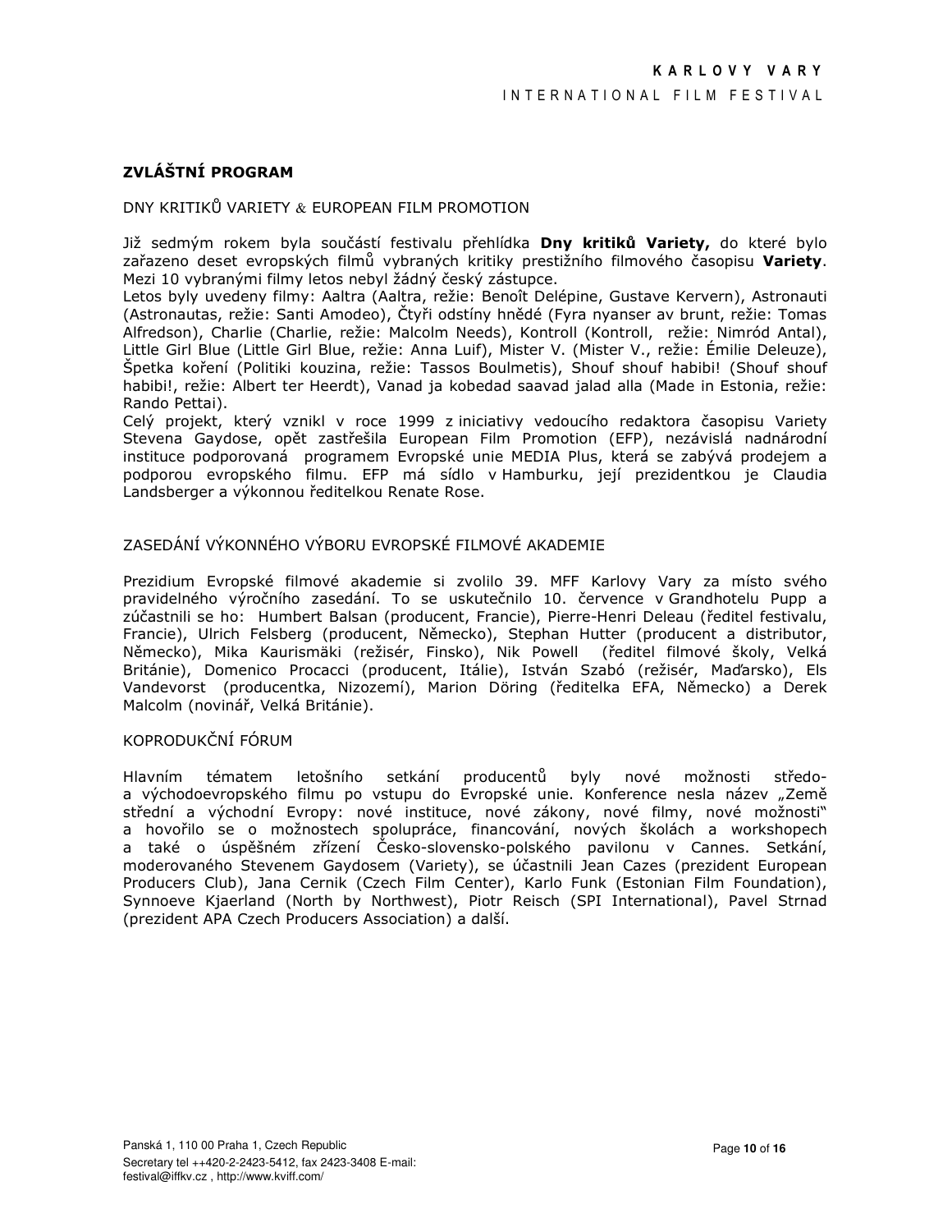## ZVLÁŠTNÍ PROGRAM

### DNY KRITIKŮ VARIETY & EUROPEAN FILM PROMOTION

Již sedmým rokem byla součástí festivalu přehlídka **Dny kritiků Variety,** do které bylo zařazeno deset evropských filmů vybraných kritiky prestižního filmového časopisu **Variety**. Mezi 10 vybranými filmy letos nebyl žádný český zástupce.
Letos byly uvedeny filmy: Aaltra (Aaltra, režie: Benoît Delépine, Gustave Kervern), Astronauti (Astronautas, režie: Santi Amodeo), Čtyři odstíny hnědé (Fyra nyanser av brunt, režie: Tomas Alfredson), Charlie (Charlie, režie: Malcolm Needs), Kontroll (Kontroll, režie: Nimród Antal), Little Girl Blue (Little Girl Blue, režie: Anna Luif), Mister V. (Mister V., režie: Émilie Deleuze), Špetka koření (Politiki kouzina, režie: Tassos Boulmetis), Shouf shouf habibi! (Shouf shouf habibi!, režie: Albert ter Heerdt), Vanad ja kobedad saavad jalad alla (Made in Estonia, režie: Rando Pettai).
Celý projekt, který vznikl v roce 1999 z iniciativy vedoucího redaktora časopisu Variety Stevena Gaydose, opět zastřešila European Film Promotion (EFP), nezávislá nadnárodní instituce podporovaná programem Evropské unie MEDIA Plus, která se zabývá prodejem a podporou evropského filmu. EFP má sídlo v Hamburku, její prezidentkou je Claudia Landsberger a výkonnou ředitelkou Renate Rose.

### ZASEDÁNÍ VÝKONNÉHO VÝBORU EVROPSKÉ FILMOVÉ AKADEMIE

Prezidium Evropské filmové akademie si zvolilo 39. MFF Karlovy Vary za místo svého pravidelného výročního zasedání. To se uskutečnilo 10. července v Grandhotelu Pupp a zúčastnili se ho: Humbert Balsan (producent, Francie), Pierre-Henri Deleau (ředitel festivalu, Francie), Ulrich Felsberg (producent, Německo), Stephan Hutter (producent a distributor, Německo), Mika Kaurismäki (režisér, Finsko), Nik Powell (ředitel filmové školy, Velká Británie), Domenico Procacci (producent, Itálie), István Szabó (režisér, Maďarsko), Els Vandevorst (producentka, Nizozemí), Marion Döring (ředitelka EFA, Německo) a Derek Malcolm (novinář, Velká Británie).

### KOPRODUKČNÍ FÓRUM

Hlavním tématem letošního setkání producentů byly nové možnosti středo- a východoevropského filmu po vstupu do Evropské unie. Konference nesla název „Země střední a východní Evropy: nové instituce, nové zákony, nové filmy, nové možnosti" a hovořilo se o možnostech spolupráce, financování, nových školách a workshopech a také o úspěšném zřízení Česko-slovensko-polského pavilonu v Cannes. Setkání, moderovaného Stevenem Gaydosem (Variety), se účastnili Jean Cazes (prezident European Producers Club), Jana Cernik (Czech Film Center), Karlo Funk (Estonian Film Foundation), Synnoeve Kjaerland (North by Northwest), Piotr Reisch (SPI International), Pavel Strnad (prezident APA Czech Producers Association) a další.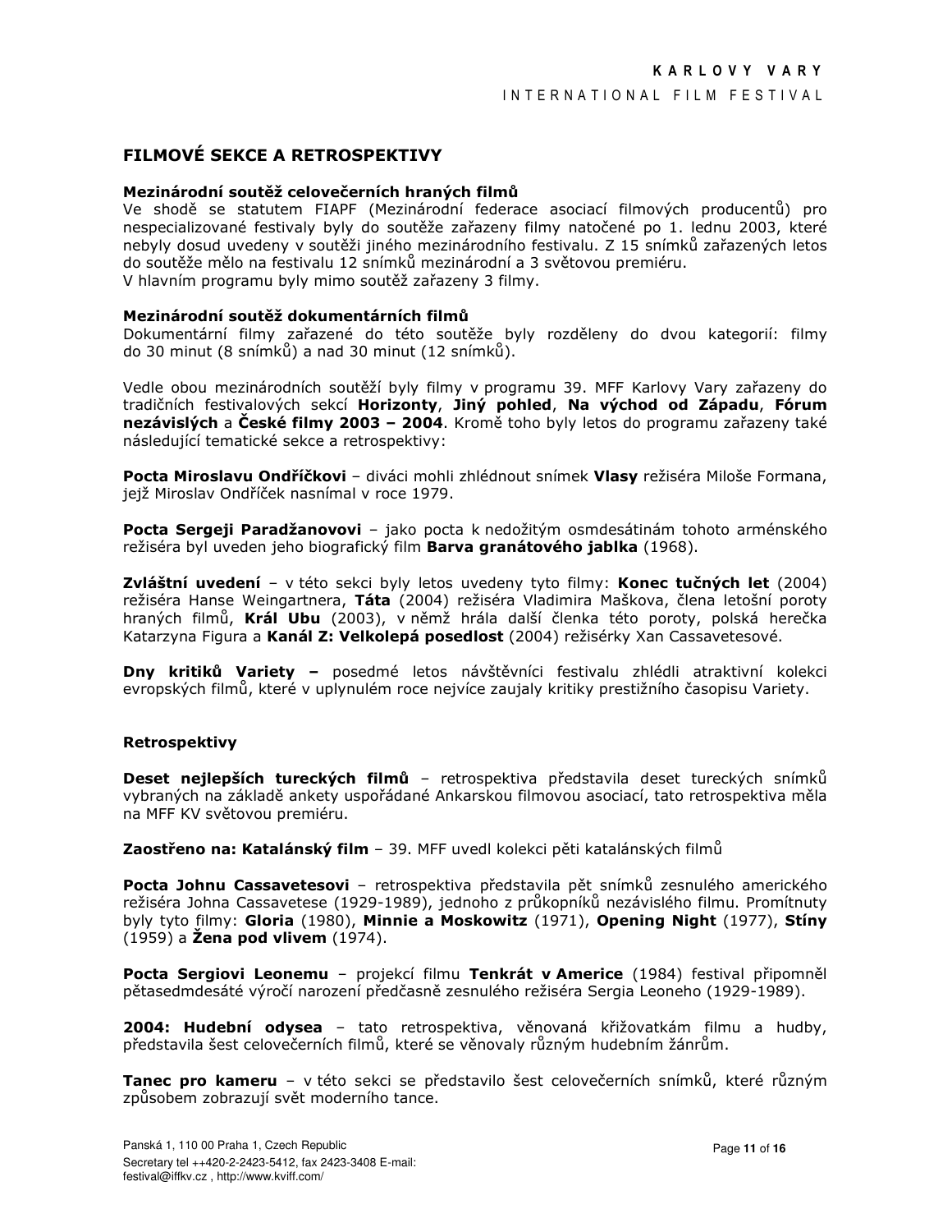# FILMOVÉ SEKCE A RETROSPEKTIVY

**Mezinárodní soutěž celovečerních hraných filmů**
Ve shodě se statutem FIAPF (Mezinárodní federace asociací filmových producentů) pro nespecializované festivaly byly do soutěže zařazeny filmy natočené po 1. lednu 2003, které nebyly dosud uvedeny v soutěži jiného mezinárodního festivalu. Z 15 snímků zařazených letos do soutěže mělo na festivalu 12 snímků mezinárodní a 3 světovou premiéru.
V hlavním programu byly mimo soutěž zařazeny 3 filmy.

**Mezinárodní soutěž dokumentárních filmů**
Dokumentární filmy zařazené do této soutěže byly rozděleny do dvou kategorií: filmy do 30 minut (8 snímků) a nad 30 minut (12 snímků).

Vedle obou mezinárodních soutěží byly filmy v programu 39. MFF Karlovy Vary zařazeny do tradičních festivalových sekcí **Horizonty**, **Jiný pohled**, **Na východ od Západu**, **Fórum nezávislých** a **České filmy 2003 – 2004**. Kromě toho byly letos do programu zařazeny také následující tematické sekce a retrospektivy:

**Pocta Miroslavu Ondříčkovi** – diváci mohli zhlédnout snímek **Vlasy** režiséra Miloše Formana, jejž Miroslav Ondříček nasnímal v roce 1979.

**Pocta Sergeji Paradžanovovi** – jako pocta k nedožitým osmdesátinám tohoto arménského režiséra byl uveden jeho biografický film **Barva granátového jablka** (1968).

**Zvláštní uvedení** – v této sekci byly letos uvedeny tyto filmy: **Konec tučných let** (2004) režiséra Hanse Weingartnera, **Táta** (2004) režiséra Vladimira Maškova, člena letošní poroty hraných filmů, **Král Ubu** (2003), v němž hrála další členka této poroty, polská herečka Katarzyna Figura a **Kanál Z: Velkolepá posedlost** (2004) režisérky Xan Cassavetesové.

**Dny kritiků Variety –** posedmé letos návštěvníci festivalu zhlédli atraktivní kolekci evropských filmů, které v uplynulém roce nejvíce zaujaly kritiky prestižního časopisu Variety.

## Retrospektivy

**Deset nejlepších tureckých filmů** – retrospektiva představila deset tureckých snímků vybraných na základě ankety uspořádané Ankarskou filmovou asociací, tato retrospektiva měla na MFF KV světovou premiéru.

**Zaostřeno na: Katalánský film** – 39. MFF uvedl kolekci pěti katalánských filmů

**Pocta Johnu Cassavetesovi** – retrospektiva představila pět snímků zesnulého amerického režiséra Johna Cassavetese (1929-1989), jednoho z průkopníků nezávislého filmu. Promítnuty byly tyto filmy: **Gloria** (1980), **Minnie a Moskowitz** (1971), **Opening Night** (1977), **Stíny** (1959) a **Žena pod vlivem** (1974).

**Pocta Sergiovi Leonemu** – projekcí filmu **Tenkrát v Americe** (1984) festival připomněl pětasedmdesáté výročí narození předčasně zesnulého režiséra Sergia Leoneho (1929-1989).

**2004: Hudební odysea** – tato retrospektiva, věnovaná křižovatkám filmu a hudby, představila šest celovečerních filmů, které se věnovaly různým hudebním žánrům.

**Tanec pro kameru** – v této sekci se představilo šest celovečerních snímků, které různým způsobem zobrazují svět moderního tance.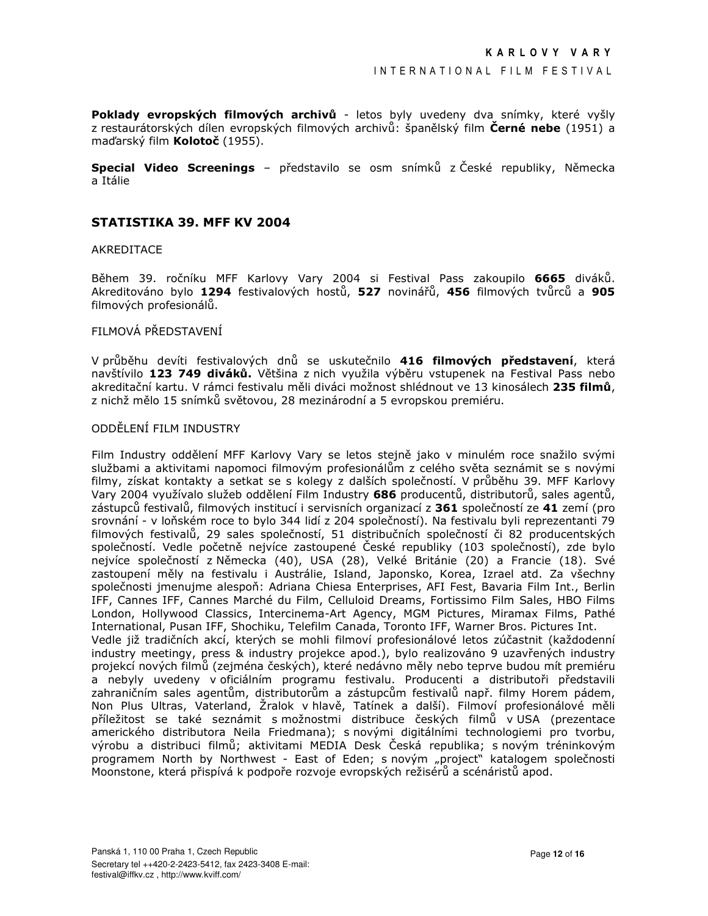**Poklady evropských filmových archivů** - letos byly uvedeny dva snímky, které vyšly z restaurátorských dílen evropských filmových archivů: španělský film **Černé nebe** (1951) a maďarský film **Kolotoč** (1955).

**Special Video Screenings** – představilo se osm snímků z České republiky, Německa a Itálie

## STATISTIKA 39. MFF KV 2004

AKREDITACE

Během 39. ročníku MFF Karlovy Vary 2004 si Festival Pass zakoupilo **6665** diváků. Akreditováno bylo **1294** festivalových hostů, **527** novinářů, **456** filmových tvůrců a **905** filmových profesionálů.

FILMOVÁ PŘEDSTAVENÍ

V průběhu devíti festivalových dnů se uskutečnilo **416 filmových představení**, která navštívilo **123 749 diváků.** Většina z nich využila výběru vstupenek na Festival Pass nebo akreditační kartu. V rámci festivalu měli diváci možnost shlédnout ve 13 kinosálech **235 filmů**, z nichž mělo 15 snímků světovou, 28 mezinárodní a 5 evropskou premiéru.

ODDĚLENÍ FILM INDUSTRY

Film Industry oddělení MFF Karlovy Vary se letos stejně jako v minulém roce snažilo svými službami a aktivitami napomoci filmovým profesionálům z celého světa seznámit se s novými filmy, získat kontakty a setkat se s kolegy z dalších společností. V průběhu 39. MFF Karlovy Vary 2004 využívalo služeb oddělení Film Industry **686** producentů, distributorů, sales agentů, zástupců festivalů, filmových institucí i servisních organizací z **361** společností ze **41** zemí (pro srovnání - v loňském roce to bylo 344 lidí z 204 společností). Na festivalu byli reprezentanti 79 filmových festivalů, 29 sales společností, 51 distribučních společností či 82 producentských společností. Vedle početně nejvíce zastoupené České republiky (103 společností), zde bylo nejvíce společností z Německa (40), USA (28), Velké Británie (20) a Francie (18). Své zastoupení měly na festivalu i Austrálie, Island, Japonsko, Korea, Izrael atd. Za všechny společnosti jmenujme alespoň: Adriana Chiesa Enterprises, AFI Fest, Bavaria Film Int., Berlin IFF, Cannes IFF, Cannes Marché du Film, Celluloid Dreams, Fortissimo Film Sales, HBO Films London, Hollywood Classics, Intercinema-Art Agency, MGM Pictures, Miramax Films, Pathé International, Pusan IFF, Shochiku, Telefilm Canada, Toronto IFF, Warner Bros. Pictures Int.
Vedle již tradičních akcí, kterých se mohli filmoví profesionálové letos zúčastnit (každodenní industry meetingy, press & industry projekce apod.), bylo realizováno 9 uzavřených industry projekcí nových filmů (zejména českých), které nedávno měly nebo teprve budou mít premiéru a nebyly uvedeny v oficiálním programu festivalu. Producenti a distributoři představili zahraničním sales agentům, distributorům a zástupcům festivalů např. filmy Horem pádem, Non Plus Ultras, Vaterland, Žralok v hlavě, Tatínek a další). Filmoví profesionálové měli příležitost se také seznámit s možnostmi distribuce českých filmů v USA (prezentace amerického distributora Neila Friedmana); s novými digitálními technologiemi pro tvorbu, výrobu a distribuci filmů; aktivitami MEDIA Desk Česká republika; s novým tréninkovým programem North by Northwest - East of Eden; s novým „project" katalogem společnosti Moonstone, která přispívá k podpoře rozvoje evropských režisérů a scénáristů apod.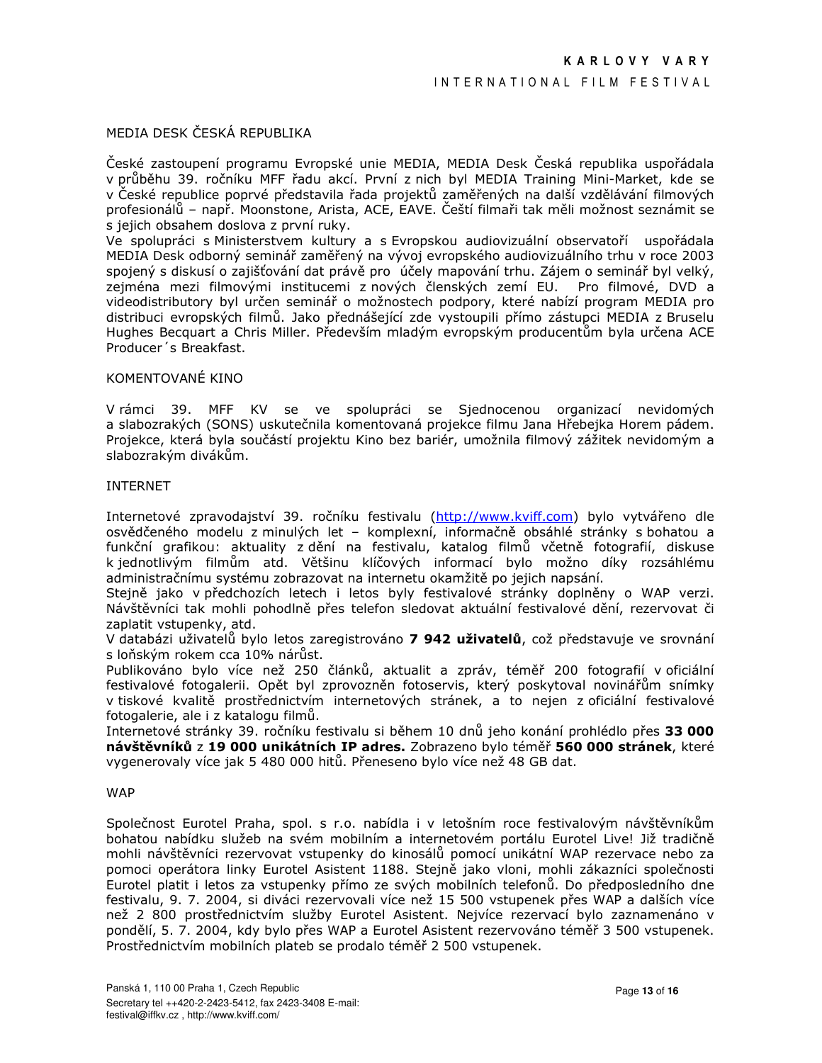## MEDIA DESK ČESKÁ REPUBLIKA

České zastoupení programu Evropské unie MEDIA, MEDIA Desk Česká republika uspořádala v průběhu 39. ročníku MFF řadu akcí. První z nich byl MEDIA Training Mini-Market, kde se v České republice poprvé představila řada projektů zaměřených na další vzdělávání filmových profesionálů – např. Moonstone, Arista, ACE, EAVE. Čeští filmaři tak měli možnost seznámit se s jejich obsahem doslova z první ruky.
Ve spolupráci s Ministerstvem kultury a s Evropskou audiovizuální observatoří uspořádala MEDIA Desk odborný seminář zaměřený na vývoj evropského audiovizuálního trhu v roce 2003 spojený s diskusí o zajišťování dat právě pro účely mapování trhu. Zájem o seminář byl velký, zejména mezi filmovými institucemi z nových členských zemí EU. Pro filmové, DVD a videodistributory byl určen seminář o možnostech podpory, které nabízí program MEDIA pro distribuci evropských filmů. Jako přednášející zde vystoupili přímo zástupci MEDIA z Bruselu Hughes Becquart a Chris Miller. Především mladým evropským producentům byla určena ACE Producer´s Breakfast.

## KOMENTOVANÉ KINO

V rámci 39. MFF KV se ve spolupráci se Sjednocenou organizací nevidomých a slabozrakých (SONS) uskutečnila komentovaná projekce filmu Jana Hřebejka Horem pádem. Projekce, která byla součástí projektu Kino bez bariér, umožnila filmový zážitek nevidomým a slabozrakým divákům.

## INTERNET

Internetové zpravodajství 39. ročníku festivalu (http://www.kviff.com) bylo vytvářeno dle osvědčeného modelu z minulých let – komplexní, informačně obsáhlé stránky s bohatou a funkční grafikou: aktuality z dění na festivalu, katalog filmů včetně fotografií, diskuse k jednotlivým filmům atd. Většinu klíčových informací bylo možno díky rozsáhlému administračnímu systému zobrazovat na internetu okamžitě po jejich napsání.
Stejně jako v předchozích letech i letos byly festivalové stránky doplněny o WAP verzi. Návštěvníci tak mohli pohodlně přes telefon sledovat aktuální festivalové dění, rezervovat či zaplatit vstupenky, atd.
V databázi uživatelů bylo letos zaregistrováno **7 942 uživatelů**, což představuje ve srovnání s loňským rokem cca 10% nárůst.
Publikováno bylo více než 250 článků, aktualit a zpráv, téměř 200 fotografií v oficiální festivalové fotogalerii. Opět byl zprovozněn fotoservis, který poskytoval novinářům snímky v tiskové kvalitě prostřednictvím internetových stránek, a to nejen z oficiální festivalové fotogalerie, ale i z katalogu filmů.
Internetové stránky 39. ročníku festivalu si během 10 dnů jeho konání prohlédlo přes **33 000 návštěvníků** z **19 000 unikátních IP adres.** Zobrazeno bylo téměř **560 000 stránek**, které vygenerovaly více jak 5 480 000 hitů. Přeneseno bylo více než 48 GB dat.

## WAP

Společnost Eurotel Praha, spol. s r.o. nabídla i v letošním roce festivalovým návštěvníkům bohatou nabídku služeb na svém mobilním a internetovém portálu Eurotel Live! Již tradičně mohli návštěvníci rezervovat vstupenky do kinosálů pomocí unikátní WAP rezervace nebo za pomoci operátora linky Eurotel Asistent 1188. Stejně jako vloni, mohli zákazníci společnosti Eurotel platit i letos za vstupenky přímo ze svých mobilních telefonů. Do předposledního dne festivalu, 9. 7. 2004, si diváci rezervovali více než 15 500 vstupenek přes WAP a dalších více než 2 800 prostřednictvím služby Eurotel Asistent. Nejvíce rezervací bylo zaznamenáno v pondělí, 5. 7. 2004, kdy bylo přes WAP a Eurotel Asistent rezervováno téměř 3 500 vstupenek. Prostřednictvím mobilních plateb se prodalo téměř 2 500 vstupenek.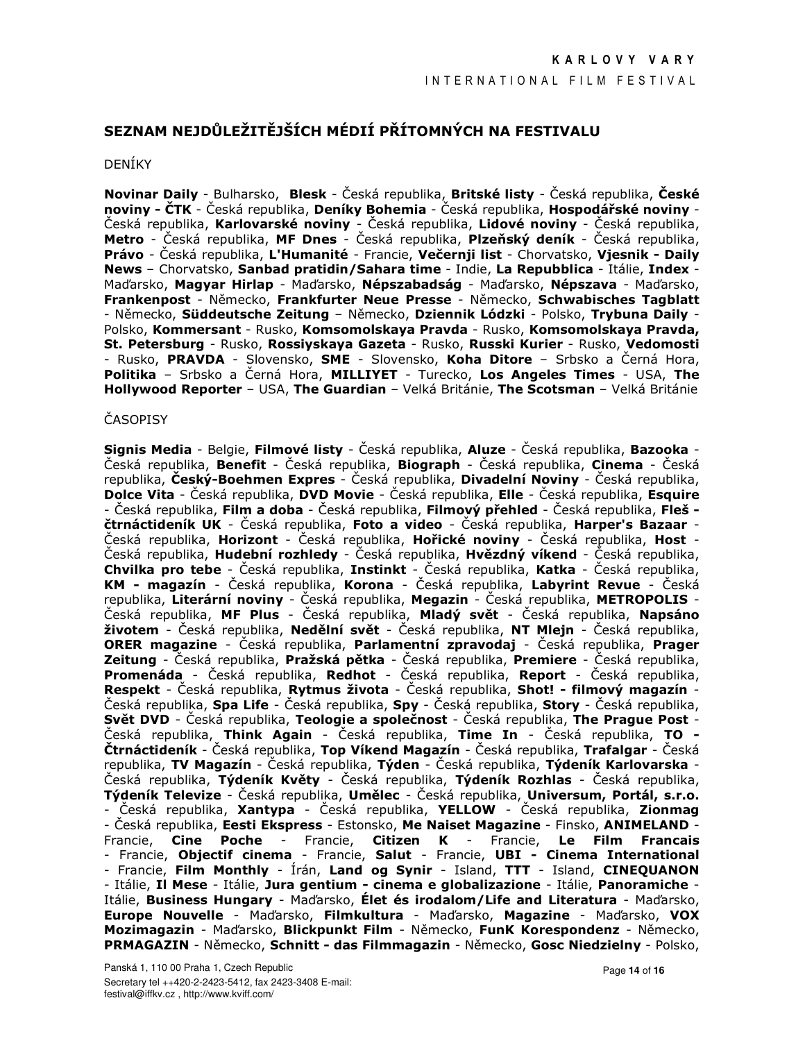## SEZNAM NEJDŮLEŽITĚJŠÍCH MÉDIÍ PŘÍTOMNÝCH NA FESTIVALU

DENÍKY

**Novinar Daily** - Bulharsko, **Blesk** - Česká republika, **Britské listy** - Česká republika, **České noviny - ČTK** - Česká republika, **Deníky Bohemia** - Česká republika, **Hospodářské noviny** - Česká republika, **Karlovarské noviny** - Česká republika, **Lidové noviny** - Česká republika, **Metro** - Česká republika, **MF Dnes** - Česká republika, **Plzeňský deník** - Česká republika, **Právo** - Česká republika, **L'Humanité** - Francie, **Večernji list** - Chorvatsko, **Vjesnik - Daily News** – Chorvatsko, **Sanbad pratidin/Sahara time** - Indie, **La Repubblica** - Itálie, **Index** - Maďarsko, **Magyar Hirlap** - Maďarsko, **Népszabadság** - Maďarsko, **Népszava** - Maďarsko, **Frankenpost** - Německo, **Frankfurter Neue Presse** - Německo, **Schwabisches Tagblatt** - Německo, **Süddeutsche Zeitung** – Německo, **Dziennik Lódzki** - Polsko, **Trybuna Daily** - Polsko, **Kommersant** - Rusko, **Komsomolskaya Pravda** - Rusko, **Komsomolskaya Pravda, St. Petersburg** - Rusko, **Rossiyskaya Gazeta** - Rusko, **Russki Kurier** - Rusko, **Vedomosti** - Rusko, **PRAVDA** - Slovensko, **SME** - Slovensko, **Koha Ditore** – Srbsko a Černá Hora, **Politika** – Srbsko a Černá Hora, **MILLIYET** - Turecko, **Los Angeles Times** - USA, **The Hollywood Reporter** – USA, **The Guardian** – Velká Británie, **The Scotsman** – Velká Británie

ČASOPISY

**Signis Media** - Belgie, **Filmové listy** - Česká republika, **Aluze** - Česká republika, **Bazooka** - Česká republika, **Benefit** - Česká republika, **Biograph** - Česká republika, **Cinema** - Česká republika, **Český-Boehmen Expres** - Česká republika, **Divadelní Noviny** - Česká republika, **Dolce Vita** - Česká republika, **DVD Movie** - Česká republika, **Elle** - Česká republika, **Esquire** - Česká republika, **Film a doba** - Česká republika, **Filmový přehled** - Česká republika, **Fleš - čtrnáctideník UK** - Česká republika, **Foto a video** - Česká republika, **Harper's Bazaar** - Česká republika, **Horizont** - Česká republika, **Hořické noviny** - Česká republika, **Host** - Česká republika, **Hudební rozhledy** - Česká republika, **Hvězdný víkend** - Česká republika, **Chvilka pro tebe** - Česká republika, **Instinkt** - Česká republika, **Katka** - Česká republika, **KM - magazín** - Česká republika, **Korona** - Česká republika, **Labyrint Revue** - Česká republika, **Literární noviny** - Česká republika, **Megazin** - Česká republika, **METROPOLIS** - Česká republika, **MF Plus** - Česká republika, **Mladý svět** - Česká republika, **Napsáno životem** - Česká republika, **Nedělní svět** - Česká republika, **NT Mlejn** - Česká republika, **ORER magazine** - Česká republika, **Parlamentní zpravodaj** - Česká republika, **Prager Zeitung** - Česká republika, **Pražská pětka** - Česká republika, **Premiere** - Česká republika, **Promenáda** - Česká republika, **Redhot** - Česká republika, **Report** - Česká republika, **Respekt** - Česká republika, **Rytmus života** - Česká republika, **Shot! - filmový magazín** - Česká republika, **Spa Life** - Česká republika, **Spy** - Česká republika, **Story** - Česká republika, **Svět DVD** - Česká republika, **Teologie a společnost** - Česká republika, **The Prague Post** - Česká republika, **Think Again** - Česká republika, **Time In** - Česká republika, **TO - Čtrnáctideník** - Česká republika, **Top Víkend Magazín** - Česká republika, **Trafalgar** - Česká republika, **TV Magazín** - Česká republika, **Týden** - Česká republika, **Týdeník Karlovarska** - Česká republika, **Týdeník Květy** - Česká republika, **Týdeník Rozhlas** - Česká republika, **Týdeník Televize** - Česká republika, **Umělec** - Česká republika, **Universum, Portál, s.r.o.** - Česká republika, **Xantypa** - Česká republika, **YELLOW** - Česká republika, **Zionmag** - Česká republika, **Eesti Ekspress** - Estonsko, **Me Naiset Magazine** - Finsko, **ANIMELAND** - Francie, **Cine Poche** - Francie, **Citizen K** - Francie, **Le Film Francais** - Francie, **Objectif cinema** - Francie, **Salut** - Francie, **UBI - Cinema International** - Francie, **Film Monthly** - Írán, **Land og Synir** - Island, **TTT** - Island, **CINEQUANON** - Itálie, **Il Mese** - Itálie, **Jura gentium - cinema e globalizazione** - Itálie, **Panoramiche** - Itálie, **Business Hungary** - Maďarsko, **Élet és irodalom/Life and Literatura** - Maďarsko, **Europe Nouvelle** - Maďarsko, **Filmkultura** - Maďarsko, **Magazine** - Maďarsko, **VOX Mozimagazin** - Maďarsko, **Blickpunkt Film** - Německo, **FunK Korespondenz** - Německo, **PRMAGAZIN** - Německo, **Schnitt - das Filmmagazin** - Německo, **Gosc Niedzielny** - Polsko,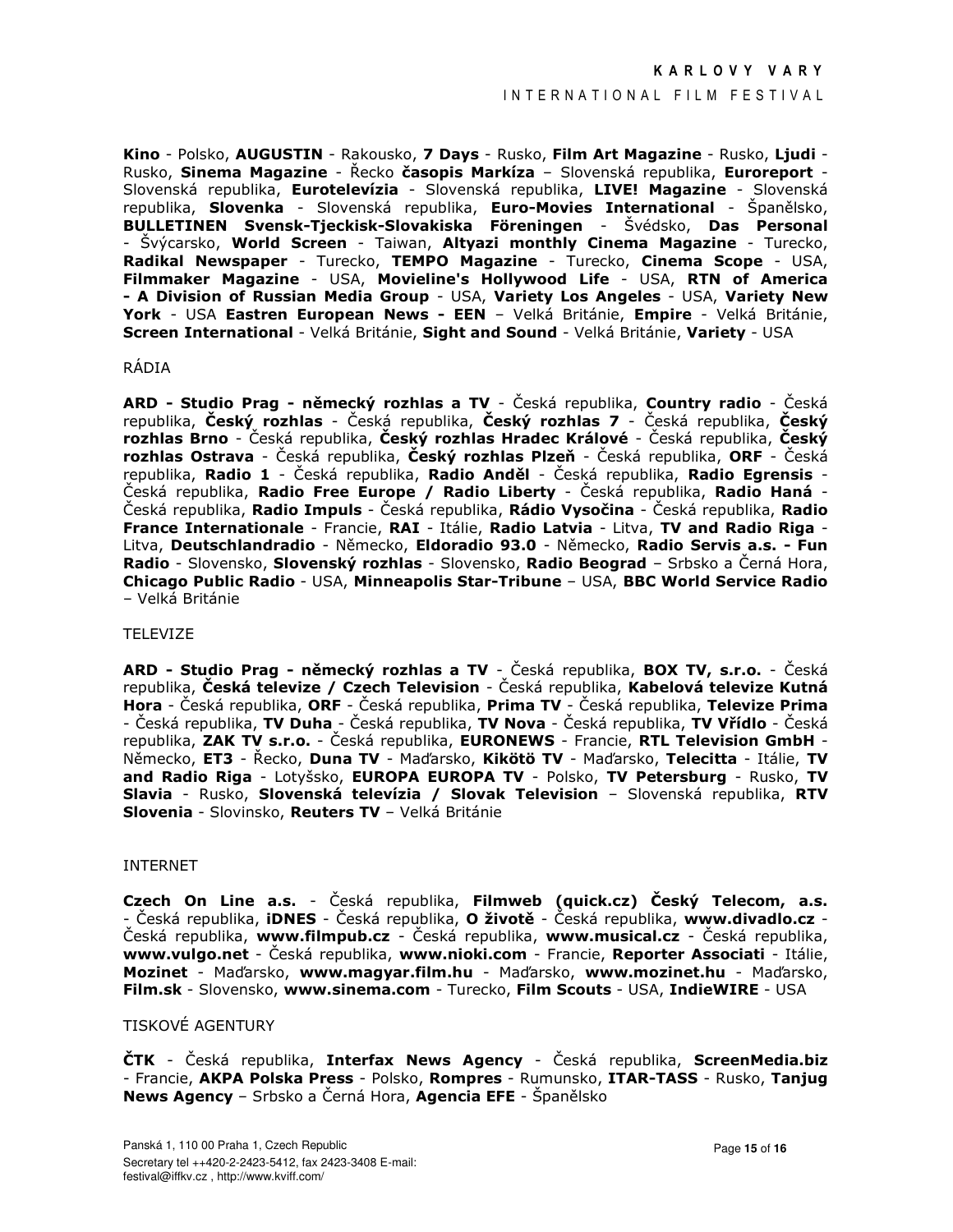**Kino** - Polsko, **AUGUSTIN** - Rakousko, **7 Days** - Rusko, **Film Art Magazine** - Rusko, **Ljudi** - Rusko, **Sinema Magazine** - Řecko **časopis Markíza** – Slovenská republika, **Euroreport** - Slovenská republika, **Eurotelevízia** - Slovenská republika, **LIVE! Magazine** - Slovenská republika, **Slovenka** - Slovenská republika, **Euro-Movies International** - Španělsko, **BULLETINEN Svensk-Tjeckisk-Slovakiska Föreningen** - Švédsko, **Das Personal** - Švýcarsko, **World Screen** - Taiwan, **Altyazi monthly Cinema Magazine** - Turecko, **Radikal Newspaper** - Turecko, **TEMPO Magazine** - Turecko, **Cinema Scope** - USA, **Filmmaker Magazine** - USA, **Movieline's Hollywood Life** - USA, **RTN of America - A Division of Russian Media Group** - USA, **Variety Los Angeles** - USA, **Variety New York** - USA **Eastren European News - EEN** – Velká Británie, **Empire** - Velká Británie, **Screen International** - Velká Británie, **Sight and Sound** - Velká Británie, **Variety** - USA

RÁDIA

**ARD - Studio Prag - německý rozhlas a TV** - Česká republika, **Country radio** - Česká republika, **Český rozhlas** - Česká republika, **Český rozhlas 7** - Česká republika, **Český rozhlas Brno** - Česká republika, **Český rozhlas Hradec Králové** - Česká republika, **Český rozhlas Ostrava** - Česká republika, **Český rozhlas Plzeň** - Česká republika, **ORF** - Česká republika, **Radio 1** - Česká republika, **Radio Anděl** - Česká republika, **Radio Egrensis** - Česká republika, **Radio Free Europe / Radio Liberty** - Česká republika, **Radio Haná** - Česká republika, **Radio Impuls** - Česká republika, **Rádio Vysočina** - Česká republika, **Radio France Internationale** - Francie, **RAI** - Itálie, **Radio Latvia** - Litva, **TV and Radio Riga** - Litva, **Deutschlandradio** - Německo, **Eldoradio 93.0** - Německo, **Radio Servis a.s. - Fun Radio** - Slovensko, **Slovenský rozhlas** - Slovensko, **Radio Beograd** – Srbsko a Černá Hora, **Chicago Public Radio** - USA, **Minneapolis Star-Tribune** – USA, **BBC World Service Radio** – Velká Británie

TELEVIZE

**ARD - Studio Prag - německý rozhlas a TV** - Česká republika, **BOX TV, s.r.o.** - Česká republika, **Česká televize / Czech Television** - Česká republika, **Kabelová televize Kutná Hora** - Česká republika, **ORF** - Česká republika, **Prima TV** - Česká republika, **Televize Prima** - Česká republika, **TV Duha** - Česká republika, **TV Nova** - Česká republika, **TV Vřídlo** - Česká republika, **ZAK TV s.r.o.** - Česká republika, **EURONEWS** - Francie, **RTL Television GmbH** - Německo, **ET3** - Řecko, **Duna TV** - Maďarsko, **Kikötö TV** - Maďarsko, **Telecitta** - Itálie, **TV and Radio Riga** - Lotyšsko, **EUROPA EUROPA TV** - Polsko, **TV Petersburg** - Rusko, **TV Slavia** - Rusko, **Slovenská televízia / Slovak Television** – Slovenská republika, **RTV Slovenia** - Slovinsko, **Reuters TV** – Velká Británie

INTERNET

**Czech On Line a.s.** - Česká republika, **Filmweb (quick.cz) Český Telecom, a.s.** - Česká republika, **iDNES** - Česká republika, **O životě** - Česká republika, **www.divadlo.cz** - Česká republika, **www.filmpub.cz** - Česká republika, **www.musical.cz** - Česká republika, **www.vulgo.net** - Česká republika, **www.nioki.com** - Francie, **Reporter Associati** - Itálie, **Mozinet** - Maďarsko, **www.magyar.film.hu** - Maďarsko, **www.mozinet.hu** - Maďarsko, **Film.sk** - Slovensko, **www.sinema.com** - Turecko, **Film Scouts** - USA, **IndieWIRE** - USA

TISKOVÉ AGENTURY

**ČTK** - Česká republika, **Interfax News Agency** - Česká republika, **ScreenMedia.biz** - Francie, **AKPA Polska Press** - Polsko, **Rompres** - Rumunsko, **ITAR-TASS** - Rusko, **Tanjug News Agency** – Srbsko a Černá Hora, **Agencia EFE** - Španělsko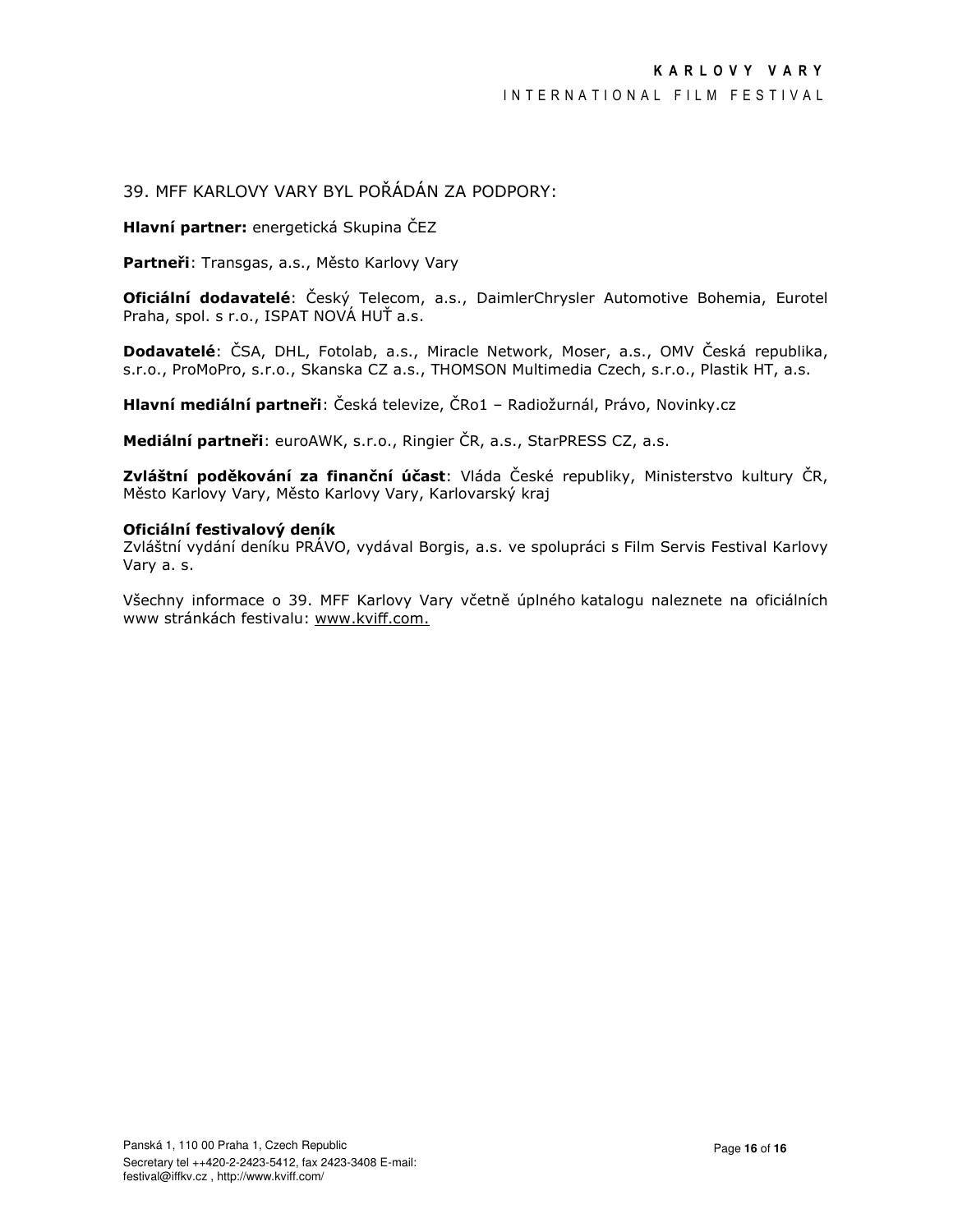39. MFF KARLOVY VARY BYL POŘÁDÁN ZA PODPORY:

**Hlavní partner:** energetická Skupina ČEZ

**Partneři**: Transgas, a.s., Město Karlovy Vary

**Oficiální dodavatelé**: Český Telecom, a.s., DaimlerChrysler Automotive Bohemia, Eurotel Praha, spol. s r.o., ISPAT NOVÁ HUŤ a.s.

**Dodavatelé**: ČSA, DHL, Fotolab, a.s., Miracle Network, Moser, a.s., OMV Česká republika, s.r.o., ProMoPro, s.r.o., Skanska CZ a.s., THOMSON Multimedia Czech, s.r.o., Plastik HT, a.s.

**Hlavní mediální partneři**: Česká televize, ČRo1 – Radiožurnál, Právo, Novinky.cz

**Mediální partneři**: euroAWK, s.r.o., Ringier ČR, a.s., StarPRESS CZ, a.s.

**Zvláštní poděkování za finanční účast**: Vláda České republiky, Ministerstvo kultury ČR, Město Karlovy Vary, Město Karlovy Vary, Karlovarský kraj

**Oficiální festivalový deník**
Zvláštní vydání deníku PRÁVO, vydával Borgis, a.s. ve spolupráci s Film Servis Festival Karlovy Vary a. s.

Všechny informace o 39. MFF Karlovy Vary včetně úplného katalogu naleznete na oficiálních www stránkách festivalu: www.kviff.com.